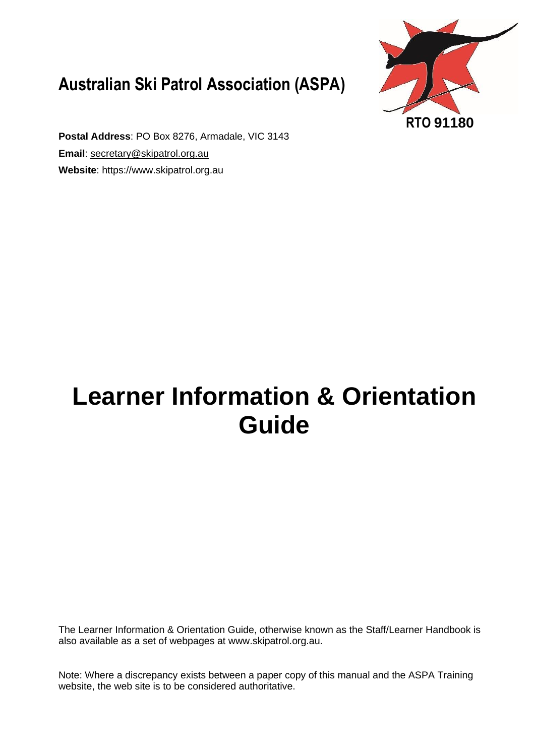# Australian Ski Patrol Association (ASPA)

RTO 91180

**Postal Address**: PO Box 8276, Armadale, VIC 3143

**Email**: secretary@skipatrol.org.au

**Website**: https://www.skipatrol.org.au

# Learner Information & Orientation Guide

The Learner Information & Orientation Guide, otherwise known as the Staff/Learner Handbook is also available as a set of webpages at www.skipatrol.org.au.

Note: Where a discrepancy exists between a paper copy of this manual and the ASPA Training website, the web site is to be considered authoritative.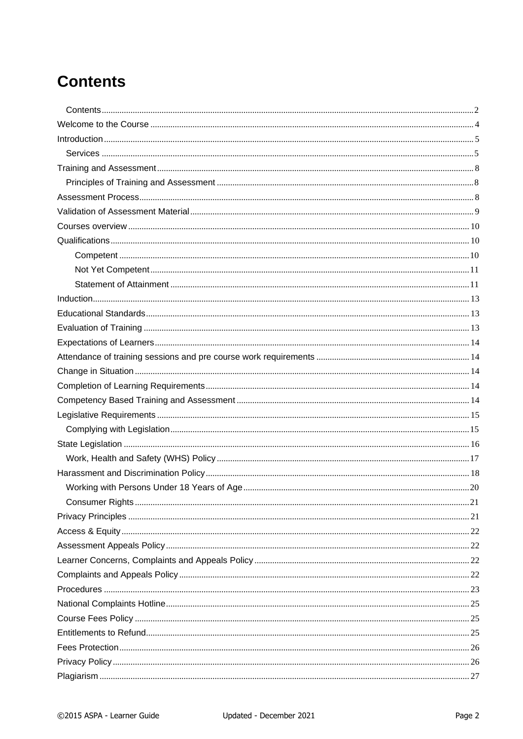# Contents

- Contents ..... 2
- Welcome to the Course ..... 4
- Introduction ..... 5
  - Services ..... 5
- Training and Assessment ..... 8
  - Principles of Training and Assessment ..... 8
- Assessment Process ..... 8
- Validation of Assessment Material ..... 9
- Courses overview ..... 10
- Qualifications ..... 10
    - Competent ..... 10
    - Not Yet Competent ..... 11
    - Statement of Attainment ..... 11
- Induction ..... 13
- Educational Standards ..... 13
- Evaluation of Training ..... 13
- Expectations of Learners ..... 14
- Attendance of training sessions and pre course work requirements ..... 14
- Change in Situation ..... 14
- Completion of Learning Requirements ..... 14
- Competency Based Training and Assessment ..... 14
- Legislative Requirements ..... 15
  - Complying with Legislation ..... 15
- State Legislation ..... 16
  - Work, Health and Safety (WHS) Policy ..... 17
- Harassment and Discrimination Policy ..... 18
  - Working with Persons Under 18 Years of Age ..... 20
  - Consumer Rights ..... 21
- Privacy Principles ..... 21
- Access & Equity ..... 22
- Assessment Appeals Policy ..... 22
- Learner Concerns, Complaints and Appeals Policy ..... 22
- Complaints and Appeals Policy ..... 22
- Procedures ..... 23
- National Complaints Hotline ..... 25
- Course Fees Policy ..... 25
- Entitlements to Refund ..... 25
- Fees Protection ..... 26
- Privacy Policy ..... 26
- Plagiarism ..... 27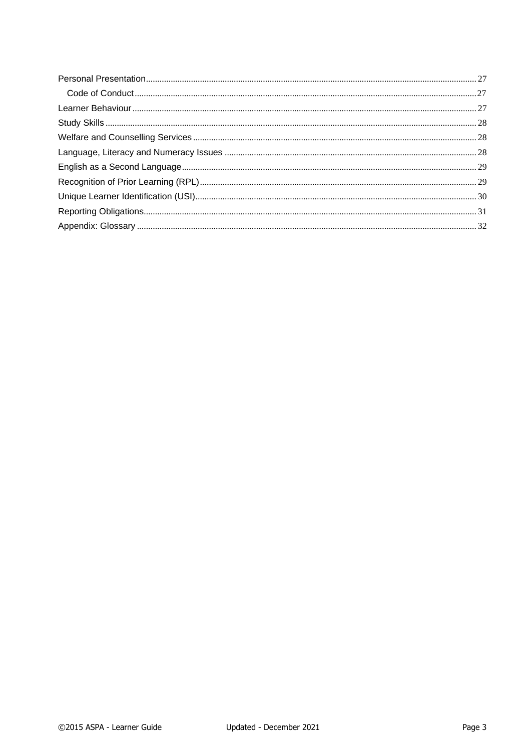Personal Presentation ........ 27

- Code of Conduct ........ 27

Learner Behaviour ........ 27

Study Skills ........ 28

Welfare and Counselling Services ........ 28

Language, Literacy and Numeracy Issues ........ 28

English as a Second Language ........ 29

Recognition of Prior Learning (RPL) ........ 29

Unique Learner Identification (USI) ........ 30

Reporting Obligations ........ 31

Appendix: Glossary ........ 32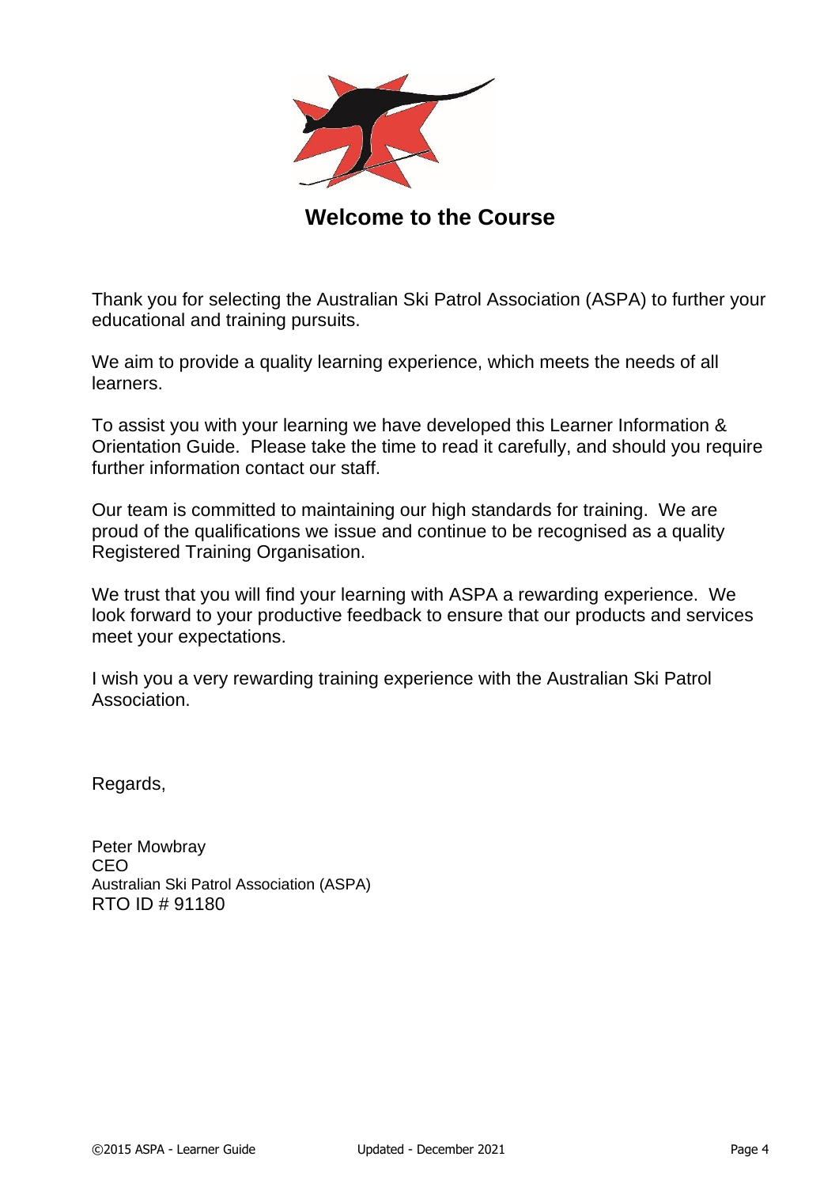# Welcome to the Course

Thank you for selecting the Australian Ski Patrol Association (ASPA) to further your educational and training pursuits.

We aim to provide a quality learning experience, which meets the needs of all learners.

To assist you with your learning we have developed this Learner Information & Orientation Guide. Please take the time to read it carefully, and should you require further information contact our staff.

Our team is committed to maintaining our high standards for training. We are proud of the qualifications we issue and continue to be recognised as a quality Registered Training Organisation.

We trust that you will find your learning with ASPA a rewarding experience. We look forward to your productive feedback to ensure that our products and services meet your expectations.

I wish you a very rewarding training experience with the Australian Ski Patrol Association.

Regards,

Peter Mowbray
CEO
Australian Ski Patrol Association (ASPA)
RTO ID # 91180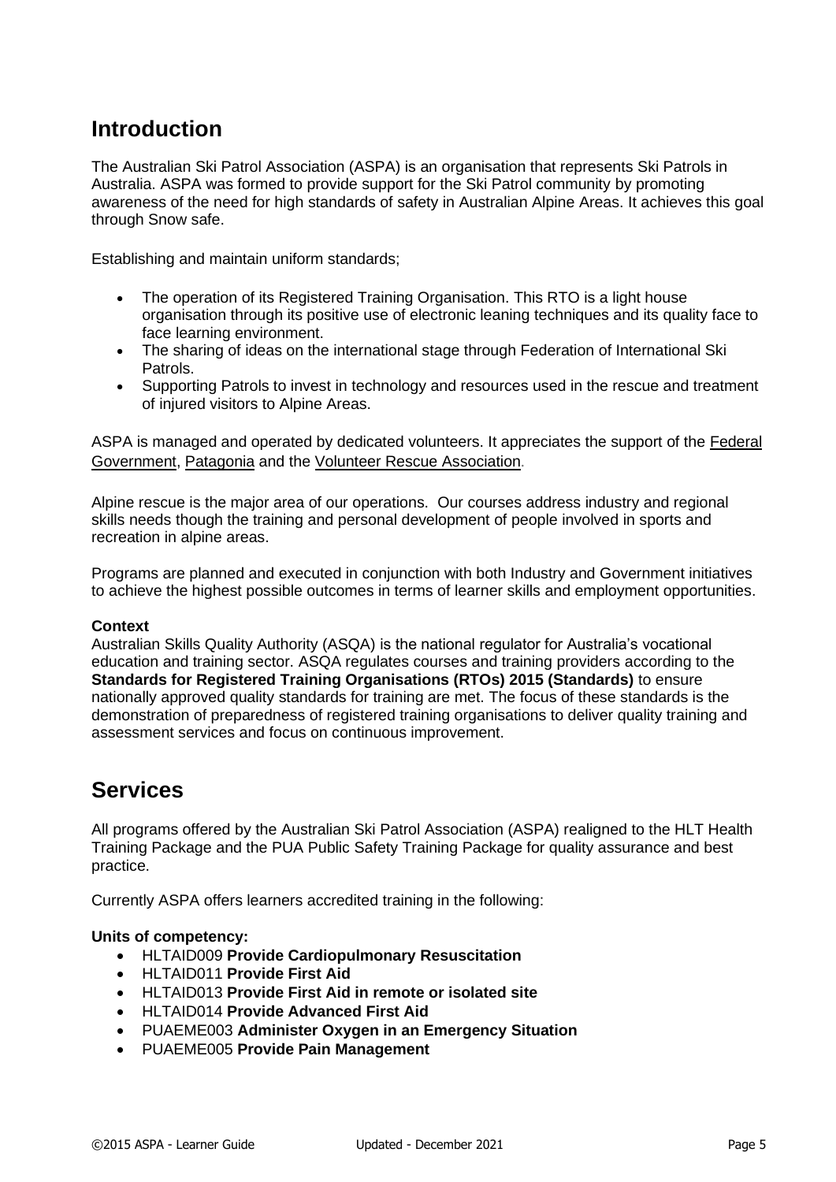## Introduction

The Australian Ski Patrol Association (ASPA) is an organisation that represents Ski Patrols in Australia. ASPA was formed to provide support for the Ski Patrol community by promoting awareness of the need for high standards of safety in Australian Alpine Areas. It achieves this goal through Snow safe.

Establishing and maintain uniform standards;

- The operation of its Registered Training Organisation. This RTO is a light house organisation through its positive use of electronic leaning techniques and its quality face to face learning environment.
- The sharing of ideas on the international stage through Federation of International Ski Patrols.
- Supporting Patrols to invest in technology and resources used in the rescue and treatment of injured visitors to Alpine Areas.

ASPA is managed and operated by dedicated volunteers. It appreciates the support of the Federal Government, Patagonia and the Volunteer Rescue Association.

Alpine rescue is the major area of our operations. Our courses address industry and regional skills needs though the training and personal development of people involved in sports and recreation in alpine areas.

Programs are planned and executed in conjunction with both Industry and Government initiatives to achieve the highest possible outcomes in terms of learner skills and employment opportunities.

**Context**
Australian Skills Quality Authority (ASQA) is the national regulator for Australia's vocational education and training sector. ASQA regulates courses and training providers according to the **Standards for Registered Training Organisations (RTOs) 2015 (Standards)** to ensure nationally approved quality standards for training are met. The focus of these standards is the demonstration of preparedness of registered training organisations to deliver quality training and assessment services and focus on continuous improvement.

## Services

All programs offered by the Australian Ski Patrol Association (ASPA) realigned to the HLT Health Training Package and the PUA Public Safety Training Package for quality assurance and best practice.

Currently ASPA offers learners accredited training in the following:

**Units of competency:**

- HLTAID009 **Provide Cardiopulmonary Resuscitation**
- HLTAID011 **Provide First Aid**
- HLTAID013 **Provide First Aid in remote or isolated site**
- HLTAID014 **Provide Advanced First Aid**
- PUAEME003 **Administer Oxygen in an Emergency Situation**
- PUAEME005 **Provide Pain Management**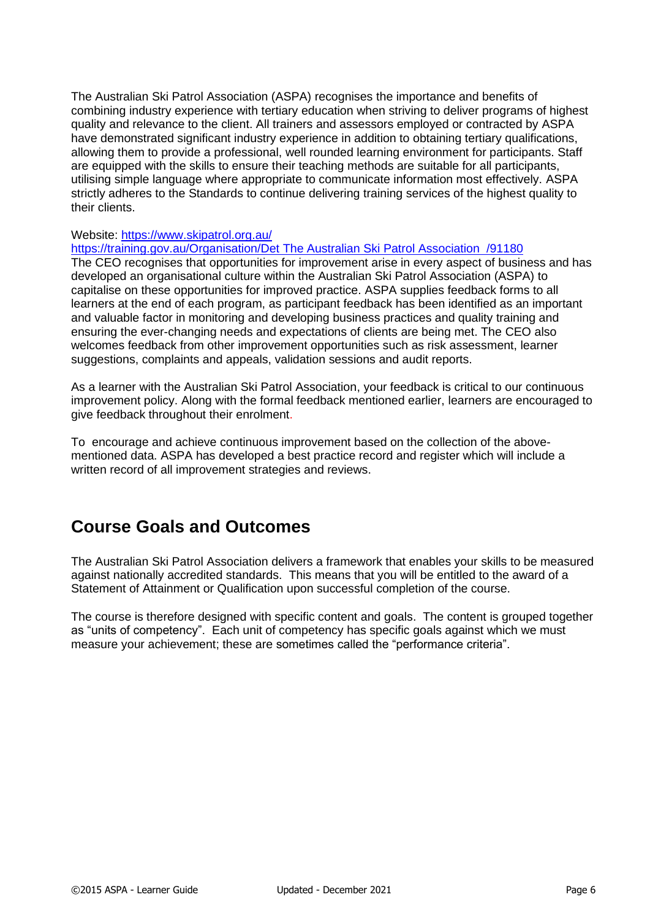The Australian Ski Patrol Association (ASPA) recognises the importance and benefits of combining industry experience with tertiary education when striving to deliver programs of highest quality and relevance to the client. All trainers and assessors employed or contracted by ASPA have demonstrated significant industry experience in addition to obtaining tertiary qualifications, allowing them to provide a professional, well rounded learning environment for participants. Staff are equipped with the skills to ensure their teaching methods are suitable for all participants, utilising simple language where appropriate to communicate information most effectively. ASPA strictly adheres to the Standards to continue delivering training services of the highest quality to their clients.

Website: https://www.skipatrol.org.au/
https://training.gov.au/Organisation/Det The Australian Ski Patrol Association /91180
The CEO recognises that opportunities for improvement arise in every aspect of business and has developed an organisational culture within the Australian Ski Patrol Association (ASPA) to capitalise on these opportunities for improved practice. ASPA supplies feedback forms to all learners at the end of each program, as participant feedback has been identified as an important and valuable factor in monitoring and developing business practices and quality training and ensuring the ever-changing needs and expectations of clients are being met. The CEO also welcomes feedback from other improvement opportunities such as risk assessment, learner suggestions, complaints and appeals, validation sessions and audit reports.

As a learner with the Australian Ski Patrol Association, your feedback is critical to our continuous improvement policy. Along with the formal feedback mentioned earlier, learners are encouraged to give feedback throughout their enrolment.

To encourage and achieve continuous improvement based on the collection of the above-mentioned data. ASPA has developed a best practice record and register which will include a written record of all improvement strategies and reviews.

## Course Goals and Outcomes

The Australian Ski Patrol Association delivers a framework that enables your skills to be measured against nationally accredited standards. This means that you will be entitled to the award of a Statement of Attainment or Qualification upon successful completion of the course.

The course is therefore designed with specific content and goals. The content is grouped together as "units of competency". Each unit of competency has specific goals against which we must measure your achievement; these are sometimes called the "performance criteria".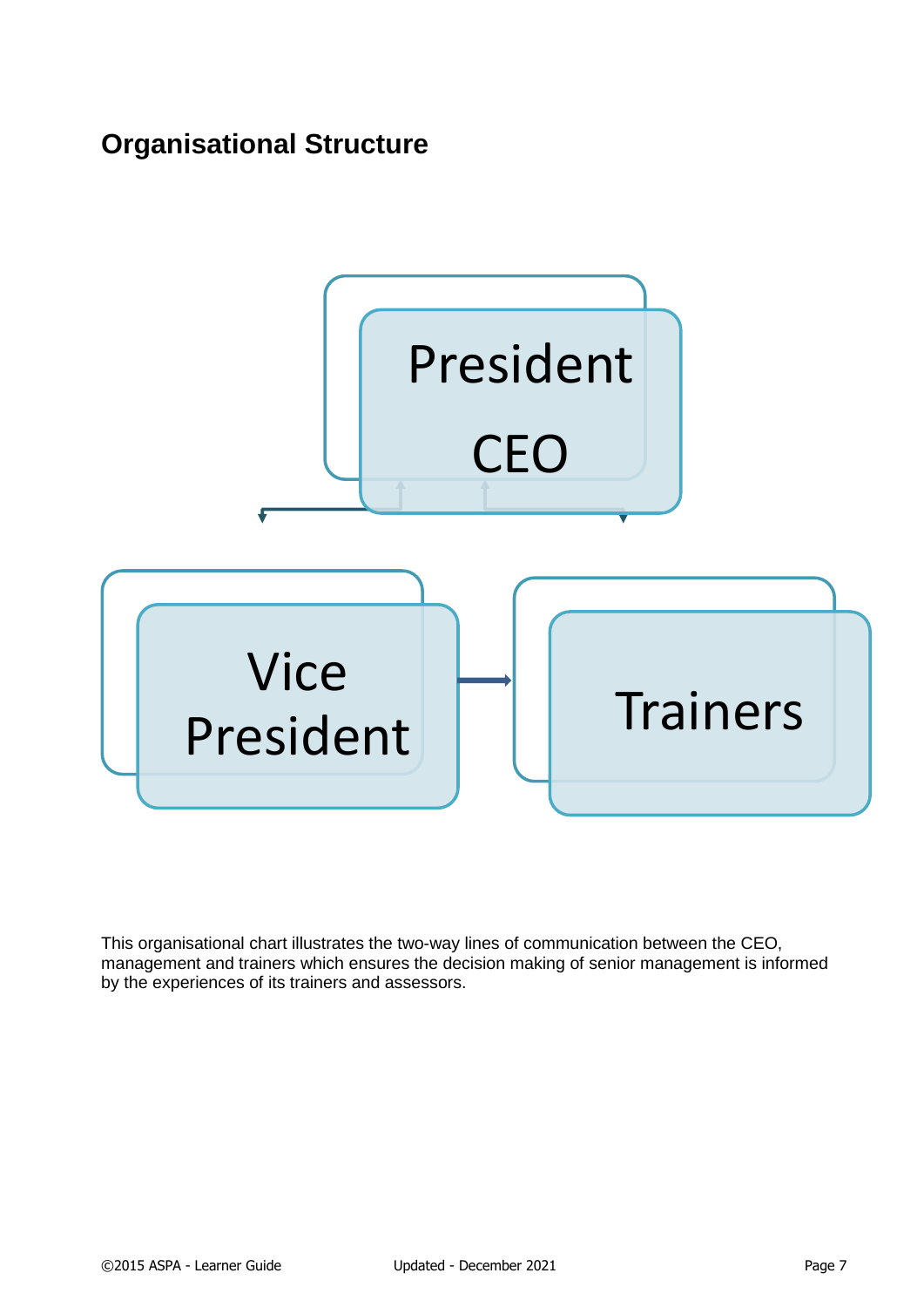## Organisational Structure

President

CEO

Vice President

Trainers

This organisational chart illustrates the two-way lines of communication between the CEO, management and trainers which ensures the decision making of senior management is informed by the experiences of its trainers and assessors.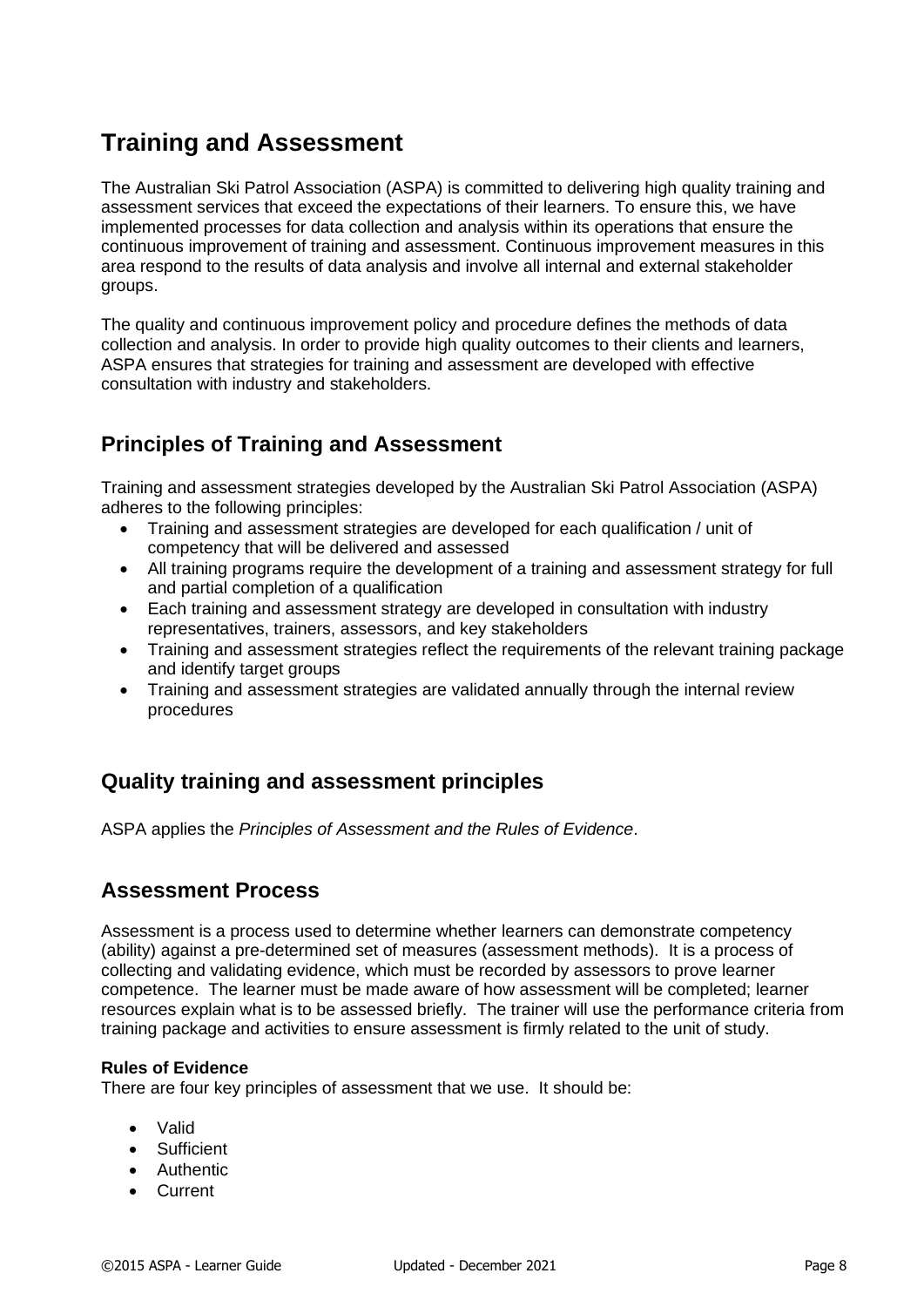# Training and Assessment

The Australian Ski Patrol Association (ASPA) is committed to delivering high quality training and assessment services that exceed the expectations of their learners. To ensure this, we have implemented processes for data collection and analysis within its operations that ensure the continuous improvement of training and assessment. Continuous improvement measures in this area respond to the results of data analysis and involve all internal and external stakeholder groups.

The quality and continuous improvement policy and procedure defines the methods of data collection and analysis. In order to provide high quality outcomes to their clients and learners, ASPA ensures that strategies for training and assessment are developed with effective consultation with industry and stakeholders.

## Principles of Training and Assessment

Training and assessment strategies developed by the Australian Ski Patrol Association (ASPA) adheres to the following principles:

- Training and assessment strategies are developed for each qualification / unit of competency that will be delivered and assessed
- All training programs require the development of a training and assessment strategy for full and partial completion of a qualification
- Each training and assessment strategy are developed in consultation with industry representatives, trainers, assessors, and key stakeholders
- Training and assessment strategies reflect the requirements of the relevant training package and identify target groups
- Training and assessment strategies are validated annually through the internal review procedures

## Quality training and assessment principles

ASPA applies the *Principles of Assessment and the Rules of Evidence*.

## Assessment Process

Assessment is a process used to determine whether learners can demonstrate competency (ability) against a pre-determined set of measures (assessment methods). It is a process of collecting and validating evidence, which must be recorded by assessors to prove learner competence. The learner must be made aware of how assessment will be completed; learner resources explain what is to be assessed briefly. The trainer will use the performance criteria from training package and activities to ensure assessment is firmly related to the unit of study.

**Rules of Evidence**
There are four key principles of assessment that we use. It should be:

- Valid
- Sufficient
- Authentic
- Current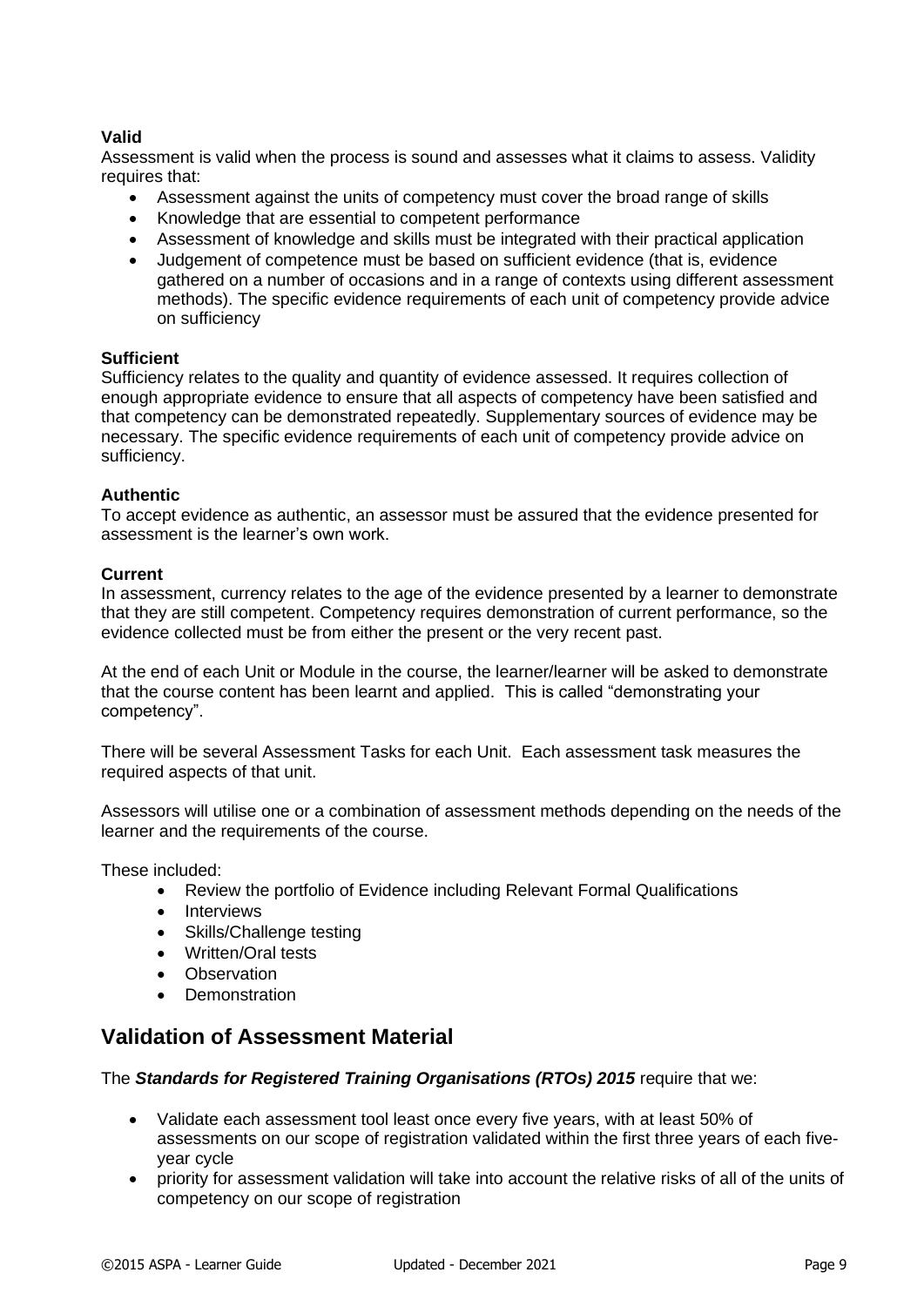**Valid**

Assessment is valid when the process is sound and assesses what it claims to assess. Validity requires that:

- Assessment against the units of competency must cover the broad range of skills
- Knowledge that are essential to competent performance
- Assessment of knowledge and skills must be integrated with their practical application
- Judgement of competence must be based on sufficient evidence (that is, evidence gathered on a number of occasions and in a range of contexts using different assessment methods). The specific evidence requirements of each unit of competency provide advice on sufficiency

**Sufficient**

Sufficiency relates to the quality and quantity of evidence assessed. It requires collection of enough appropriate evidence to ensure that all aspects of competency have been satisfied and that competency can be demonstrated repeatedly. Supplementary sources of evidence may be necessary. The specific evidence requirements of each unit of competency provide advice on sufficiency.

**Authentic**

To accept evidence as authentic, an assessor must be assured that the evidence presented for assessment is the learner's own work.

**Current**

In assessment, currency relates to the age of the evidence presented by a learner to demonstrate that they are still competent. Competency requires demonstration of current performance, so the evidence collected must be from either the present or the very recent past.

At the end of each Unit or Module in the course, the learner/learner will be asked to demonstrate that the course content has been learnt and applied. This is called "demonstrating your competency".

There will be several Assessment Tasks for each Unit. Each assessment task measures the required aspects of that unit.

Assessors will utilise one or a combination of assessment methods depending on the needs of the learner and the requirements of the course.

These included:

- Review the portfolio of Evidence including Relevant Formal Qualifications
- Interviews
- Skills/Challenge testing
- Written/Oral tests
- Observation
- Demonstration

## Validation of Assessment Material

The ***Standards for Registered Training Organisations (RTOs) 2015*** require that we:

- Validate each assessment tool least once every five years, with at least 50% of assessments on our scope of registration validated within the first three years of each five-year cycle
- priority for assessment validation will take into account the relative risks of all of the units of competency on our scope of registration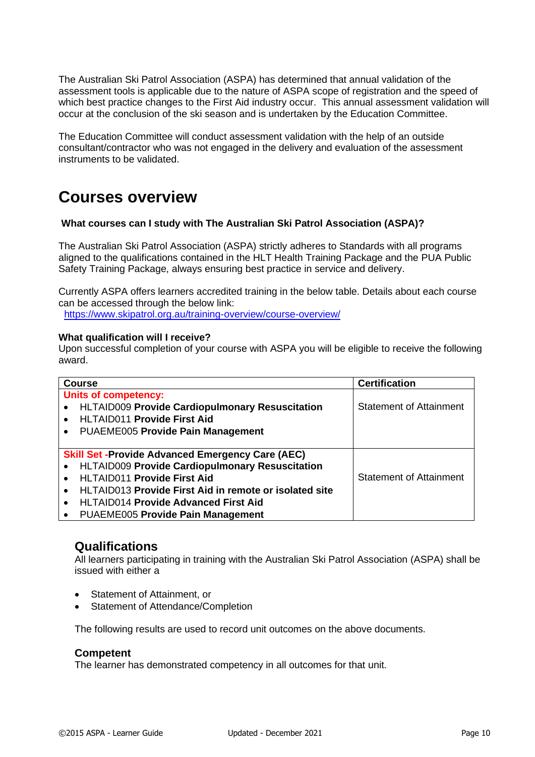The Australian Ski Patrol Association (ASPA) has determined that annual validation of the assessment tools is applicable due to the nature of ASPA scope of registration and the speed of which best practice changes to the First Aid industry occur. This annual assessment validation will occur at the conclusion of the ski season and is undertaken by the Education Committee.

The Education Committee will conduct assessment validation with the help of an outside consultant/contractor who was not engaged in the delivery and evaluation of the assessment instruments to be validated.

# Courses overview

**What courses can I study with The Australian Ski Patrol Association (ASPA)?**

The Australian Ski Patrol Association (ASPA) strictly adheres to Standards with all programs aligned to the qualifications contained in the HLT Health Training Package and the PUA Public Safety Training Package, always ensuring best practice in service and delivery.

Currently ASPA offers learners accredited training in the below table. Details about each course can be accessed through the below link:
https://www.skipatrol.org.au/training-overview/course-overview/

**What qualification will I receive?**
Upon successful completion of your course with ASPA you will be eligible to receive the following award.

| Course | Certification |
|---|---|
| **Units of competency:**<br>• HLTAID009 **Provide Cardiopulmonary Resuscitation**<br>• HLTAID011 **Provide First Aid**<br>• PUAEME005 **Provide Pain Management** | Statement of Attainment |
| **Skill Set -Provide Advanced Emergency Care (AEC)**<br>• HLTAID009 **Provide Cardiopulmonary Resuscitation**<br>• HLTAID011 **Provide First Aid**<br>• HLTAID013 **Provide First Aid in remote or isolated site**<br>• HLTAID014 **Provide Advanced First Aid**<br>• PUAEME005 **Provide Pain Management** | Statement of Attainment |

## Qualifications

All learners participating in training with the Australian Ski Patrol Association (ASPA) shall be issued with either a

- Statement of Attainment, or
- Statement of Attendance/Completion

The following results are used to record unit outcomes on the above documents.

### Competent

The learner has demonstrated competency in all outcomes for that unit.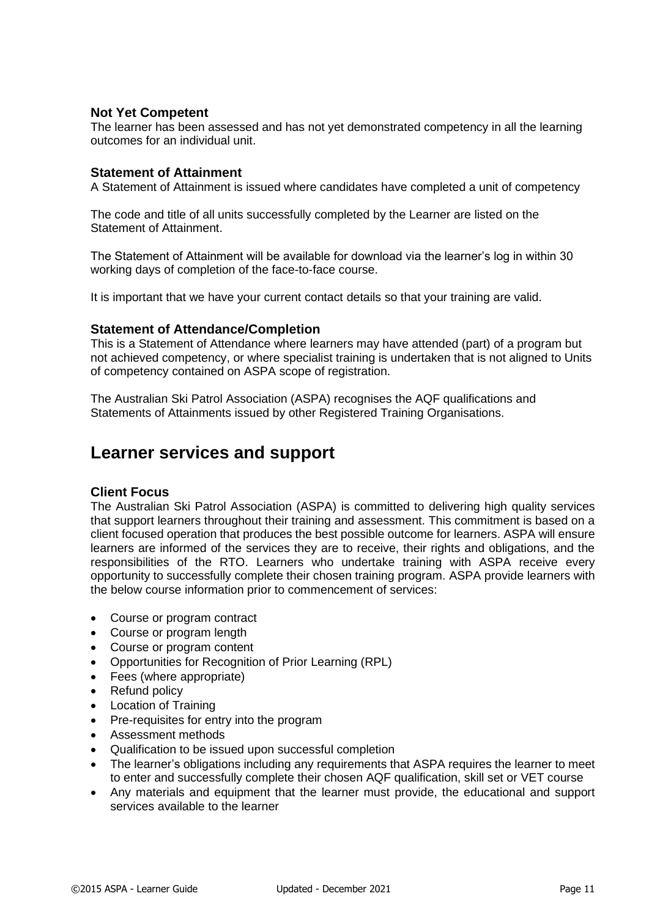### Not Yet Competent

The learner has been assessed and has not yet demonstrated competency in all the learning outcomes for an individual unit.

### Statement of Attainment

A Statement of Attainment is issued where candidates have completed a unit of competency

The code and title of all units successfully completed by the Learner are listed on the Statement of Attainment.

The Statement of Attainment will be available for download via the learner's log in within 30 working days of completion of the face-to-face course.

It is important that we have your current contact details so that your training are valid.

### Statement of Attendance/Completion

This is a Statement of Attendance where learners may have attended (part) of a program but not achieved competency, or where specialist training is undertaken that is not aligned to Units of competency contained on ASPA scope of registration.

The Australian Ski Patrol Association (ASPA) recognises the AQF qualifications and Statements of Attainments issued by other Registered Training Organisations.

## Learner services and support

### Client Focus

The Australian Ski Patrol Association (ASPA) is committed to delivering high quality services that support learners throughout their training and assessment. This commitment is based on a client focused operation that produces the best possible outcome for learners. ASPA will ensure learners are informed of the services they are to receive, their rights and obligations, and the responsibilities of the RTO. Learners who undertake training with ASPA receive every opportunity to successfully complete their chosen training program. ASPA provide learners with the below course information prior to commencement of services:

- Course or program contract
- Course or program length
- Course or program content
- Opportunities for Recognition of Prior Learning (RPL)
- Fees (where appropriate)
- Refund policy
- Location of Training
- Pre-requisites for entry into the program
- Assessment methods
- Qualification to be issued upon successful completion
- The learner's obligations including any requirements that ASPA requires the learner to meet to enter and successfully complete their chosen AQF qualification, skill set or VET course
- Any materials and equipment that the learner must provide, the educational and support services available to the learner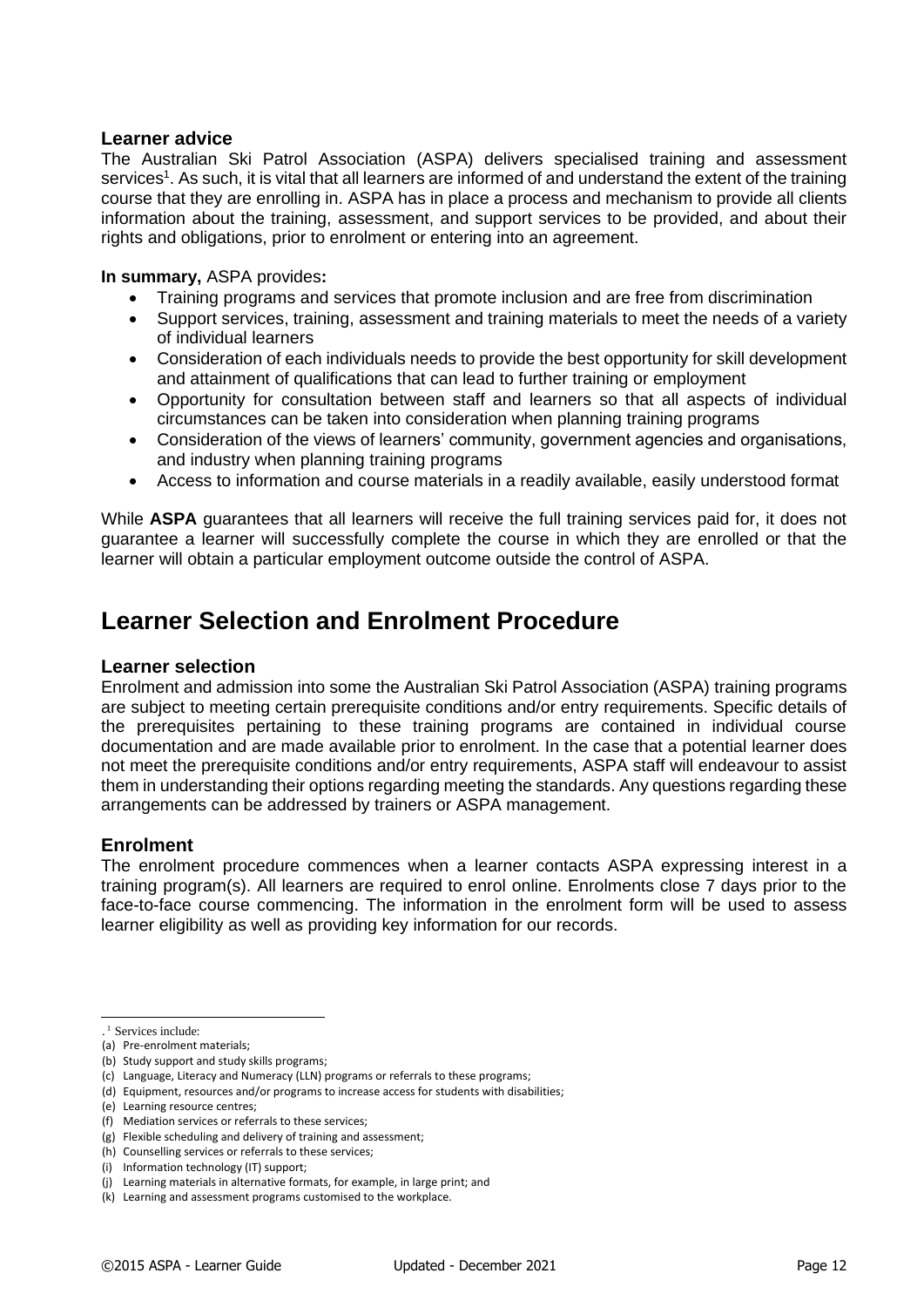### Learner advice

The Australian Ski Patrol Association (ASPA) delivers specialised training and assessment services[1]. As such, it is vital that all learners are informed of and understand the extent of the training course that they are enrolling in. ASPA has in place a process and mechanism to provide all clients information about the training, assessment, and support services to be provided, and about their rights and obligations, prior to enrolment or entering into an agreement.

**In summary,** ASPA provides**:**

- Training programs and services that promote inclusion and are free from discrimination
- Support services, training, assessment and training materials to meet the needs of a variety of individual learners
- Consideration of each individuals needs to provide the best opportunity for skill development and attainment of qualifications that can lead to further training or employment
- Opportunity for consultation between staff and learners so that all aspects of individual circumstances can be taken into consideration when planning training programs
- Consideration of the views of learners' community, government agencies and organisations, and industry when planning training programs
- Access to information and course materials in a readily available, easily understood format

While **ASPA** guarantees that all learners will receive the full training services paid for, it does not guarantee a learner will successfully complete the course in which they are enrolled or that the learner will obtain a particular employment outcome outside the control of ASPA.

## Learner Selection and Enrolment Procedure

### Learner selection

Enrolment and admission into some the Australian Ski Patrol Association (ASPA) training programs are subject to meeting certain prerequisite conditions and/or entry requirements. Specific details of the prerequisites pertaining to these training programs are contained in individual course documentation and are made available prior to enrolment. In the case that a potential learner does not meet the prerequisite conditions and/or entry requirements, ASPA staff will endeavour to assist them in understanding their options regarding meeting the standards. Any questions regarding these arrangements can be addressed by trainers or ASPA management.

### Enrolment

The enrolment procedure commences when a learner contacts ASPA expressing interest in a training program(s). All learners are required to enrol online. Enrolments close 7 days prior to the face-to-face course commencing. The information in the enrolment form will be used to assess learner eligibility as well as providing key information for our records.

---

. [1] Services include:

(a) Pre-enrolment materials;
(b) Study support and study skills programs;
(c) Language, Literacy and Numeracy (LLN) programs or referrals to these programs;
(d) Equipment, resources and/or programs to increase access for students with disabilities;
(e) Learning resource centres;
(f) Mediation services or referrals to these services;
(g) Flexible scheduling and delivery of training and assessment;
(h) Counselling services or referrals to these services;
(i) Information technology (IT) support;
(j) Learning materials in alternative formats, for example, in large print; and
(k) Learning and assessment programs customised to the workplace.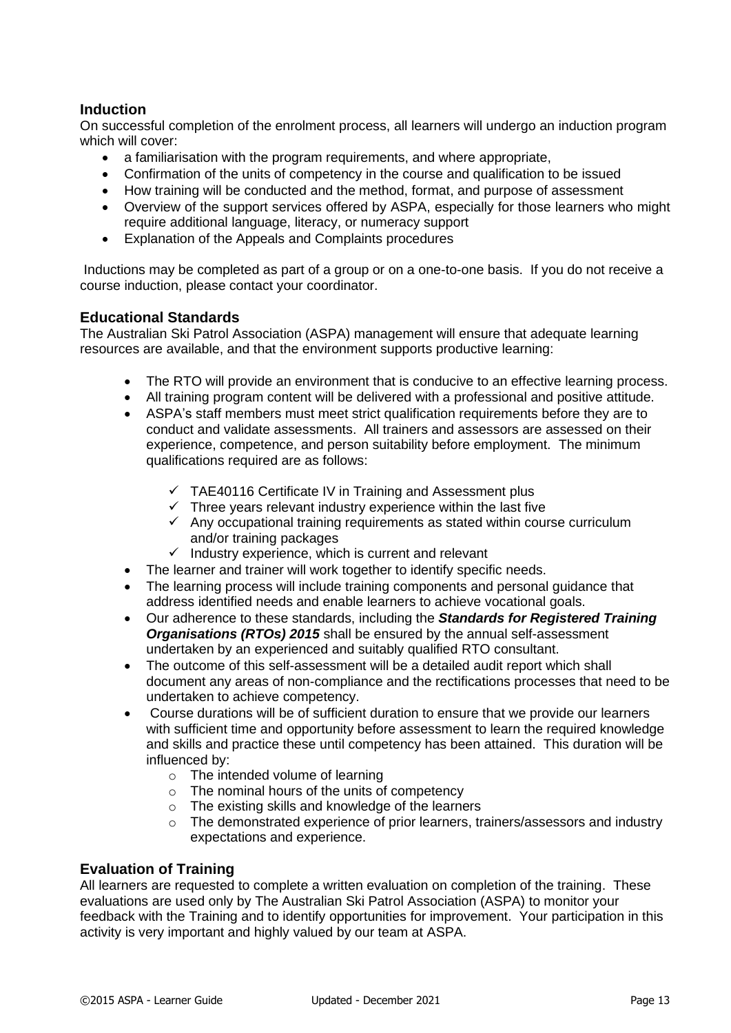## Induction

On successful completion of the enrolment process, all learners will undergo an induction program which will cover:

- a familiarisation with the program requirements, and where appropriate,
- Confirmation of the units of competency in the course and qualification to be issued
- How training will be conducted and the method, format, and purpose of assessment
- Overview of the support services offered by ASPA, especially for those learners who might require additional language, literacy, or numeracy support
- Explanation of the Appeals and Complaints procedures

Inductions may be completed as part of a group or on a one-to-one basis. If you do not receive a course induction, please contact your coordinator.

## Educational Standards

The Australian Ski Patrol Association (ASPA) management will ensure that adequate learning resources are available, and that the environment supports productive learning:

- The RTO will provide an environment that is conducive to an effective learning process.
- All training program content will be delivered with a professional and positive attitude.
- ASPA's staff members must meet strict qualification requirements before they are to conduct and validate assessments. All trainers and assessors are assessed on their experience, competence, and person suitability before employment. The minimum qualifications required are as follows:
    - ✓ TAE40116 Certificate IV in Training and Assessment plus
    - ✓ Three years relevant industry experience within the last five
    - ✓ Any occupational training requirements as stated within course curriculum and/or training packages
    - ✓ Industry experience, which is current and relevant
- The learner and trainer will work together to identify specific needs.
- The learning process will include training components and personal guidance that address identified needs and enable learners to achieve vocational goals.
- Our adherence to these standards, including the ***Standards for Registered Training Organisations (RTOs) 2015*** shall be ensured by the annual self-assessment undertaken by an experienced and suitably qualified RTO consultant.
- The outcome of this self-assessment will be a detailed audit report which shall document any areas of non-compliance and the rectifications processes that need to be undertaken to achieve competency.
- Course durations will be of sufficient duration to ensure that we provide our learners with sufficient time and opportunity before assessment to learn the required knowledge and skills and practice these until competency has been attained. This duration will be influenced by:
    - The intended volume of learning
    - The nominal hours of the units of competency
    - The existing skills and knowledge of the learners
    - The demonstrated experience of prior learners, trainers/assessors and industry expectations and experience.

## Evaluation of Training

All learners are requested to complete a written evaluation on completion of the training. These evaluations are used only by The Australian Ski Patrol Association (ASPA) to monitor your feedback with the Training and to identify opportunities for improvement. Your participation in this activity is very important and highly valued by our team at ASPA.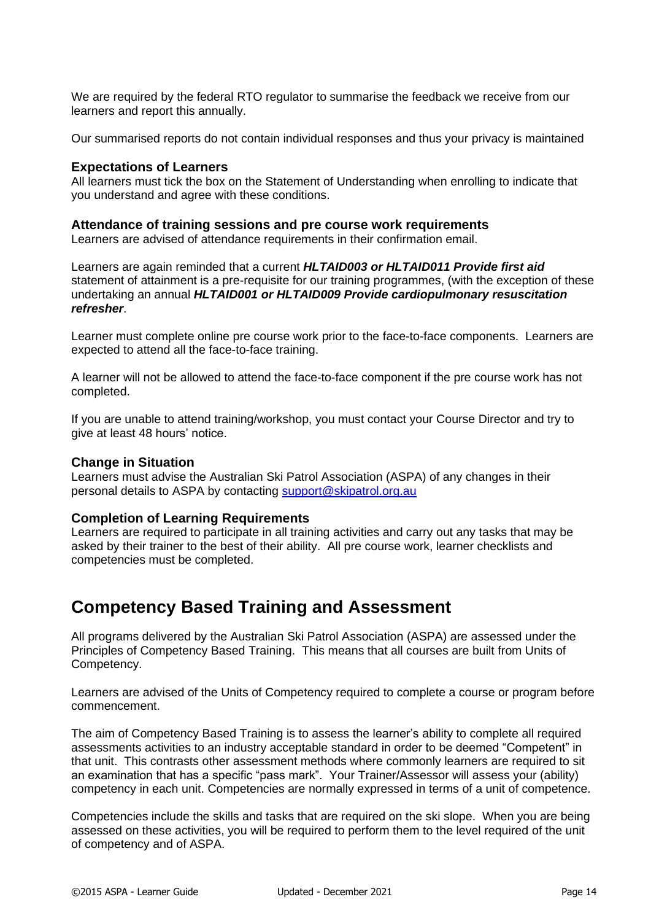We are required by the federal RTO regulator to summarise the feedback we receive from our learners and report this annually.

Our summarised reports do not contain individual responses and thus your privacy is maintained

### Expectations of Learners

All learners must tick the box on the Statement of Understanding when enrolling to indicate that you understand and agree with these conditions.

### Attendance of training sessions and pre course work requirements

Learners are advised of attendance requirements in their confirmation email.

Learners are again reminded that a current ***HLTAID003 or HLTAID011 Provide first aid*** statement of attainment is a pre-requisite for our training programmes, (with the exception of these undertaking an annual ***HLTAID001 or HLTAID009 Provide cardiopulmonary resuscitation refresher***.

Learner must complete online pre course work prior to the face-to-face components. Learners are expected to attend all the face-to-face training.

A learner will not be allowed to attend the face-to-face component if the pre course work has not completed.

If you are unable to attend training/workshop, you must contact your Course Director and try to give at least 48 hours' notice.

### Change in Situation

Learners must advise the Australian Ski Patrol Association (ASPA) of any changes in their personal details to ASPA by contacting [support@skipatrol.org.au](mailto:support@skipatrol.org.au)

### Completion of Learning Requirements

Learners are required to participate in all training activities and carry out any tasks that may be asked by their trainer to the best of their ability. All pre course work, learner checklists and competencies must be completed.

## Competency Based Training and Assessment

All programs delivered by the Australian Ski Patrol Association (ASPA) are assessed under the Principles of Competency Based Training. This means that all courses are built from Units of Competency.

Learners are advised of the Units of Competency required to complete a course or program before commencement.

The aim of Competency Based Training is to assess the learner's ability to complete all required assessments activities to an industry acceptable standard in order to be deemed "Competent" in that unit. This contrasts other assessment methods where commonly learners are required to sit an examination that has a specific "pass mark". Your Trainer/Assessor will assess your (ability) competency in each unit. Competencies are normally expressed in terms of a unit of competence.

Competencies include the skills and tasks that are required on the ski slope. When you are being assessed on these activities, you will be required to perform them to the level required of the unit of competency and of ASPA.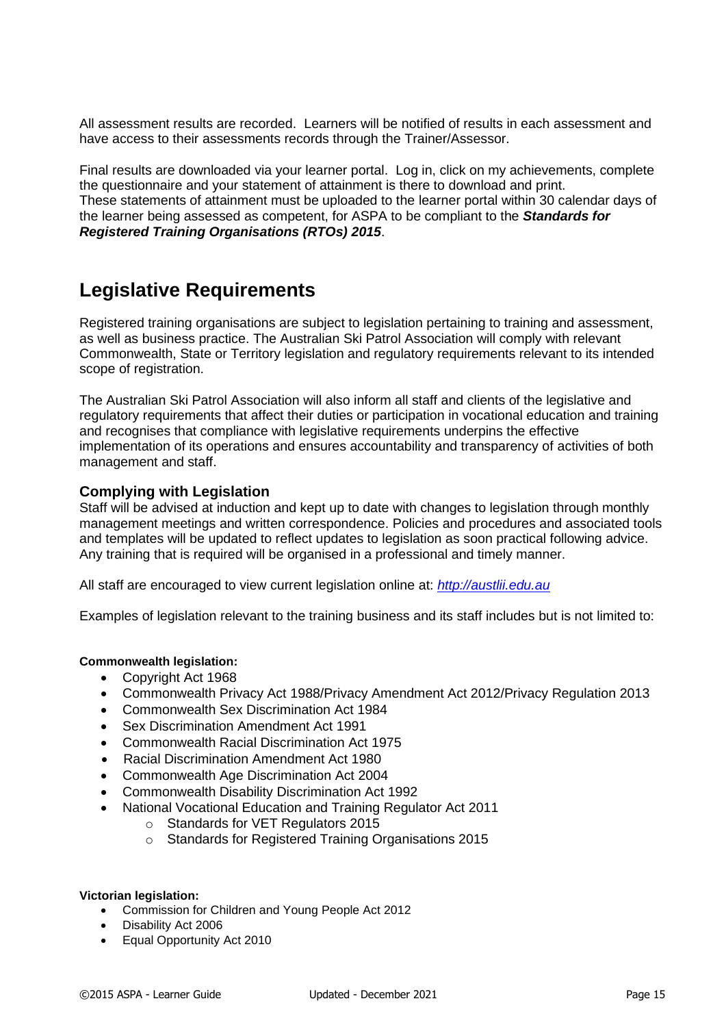All assessment results are recorded. Learners will be notified of results in each assessment and have access to their assessments records through the Trainer/Assessor.

Final results are downloaded via your learner portal. Log in, click on my achievements, complete the questionnaire and your statement of attainment is there to download and print.
These statements of attainment must be uploaded to the learner portal within 30 calendar days of the learner being assessed as competent, for ASPA to be compliant to the ***Standards for Registered Training Organisations (RTOs) 2015***.

## Legislative Requirements

Registered training organisations are subject to legislation pertaining to training and assessment, as well as business practice. The Australian Ski Patrol Association will comply with relevant Commonwealth, State or Territory legislation and regulatory requirements relevant to its intended scope of registration.

The Australian Ski Patrol Association will also inform all staff and clients of the legislative and regulatory requirements that affect their duties or participation in vocational education and training and recognises that compliance with legislative requirements underpins the effective implementation of its operations and ensures accountability and transparency of activities of both management and staff.

### Complying with Legislation

Staff will be advised at induction and kept up to date with changes to legislation through monthly management meetings and written correspondence. Policies and procedures and associated tools and templates will be updated to reflect updates to legislation as soon practical following advice. Any training that is required will be organised in a professional and timely manner.

All staff are encouraged to view current legislation online at: *[http://austlii.edu.au](http://austlii.edu.au)*

Examples of legislation relevant to the training business and its staff includes but is not limited to:

**Commonwealth legislation:**

- Copyright Act 1968
- Commonwealth Privacy Act 1988/Privacy Amendment Act 2012/Privacy Regulation 2013
- Commonwealth Sex Discrimination Act 1984
- Sex Discrimination Amendment Act 1991
- Commonwealth Racial Discrimination Act 1975
- Racial Discrimination Amendment Act 1980
- Commonwealth Age Discrimination Act 2004
- Commonwealth Disability Discrimination Act 1992
- National Vocational Education and Training Regulator Act 2011
  - Standards for VET Regulators 2015
  - Standards for Registered Training Organisations 2015

**Victorian legislation:**

- Commission for Children and Young People Act 2012
- Disability Act 2006
- Equal Opportunity Act 2010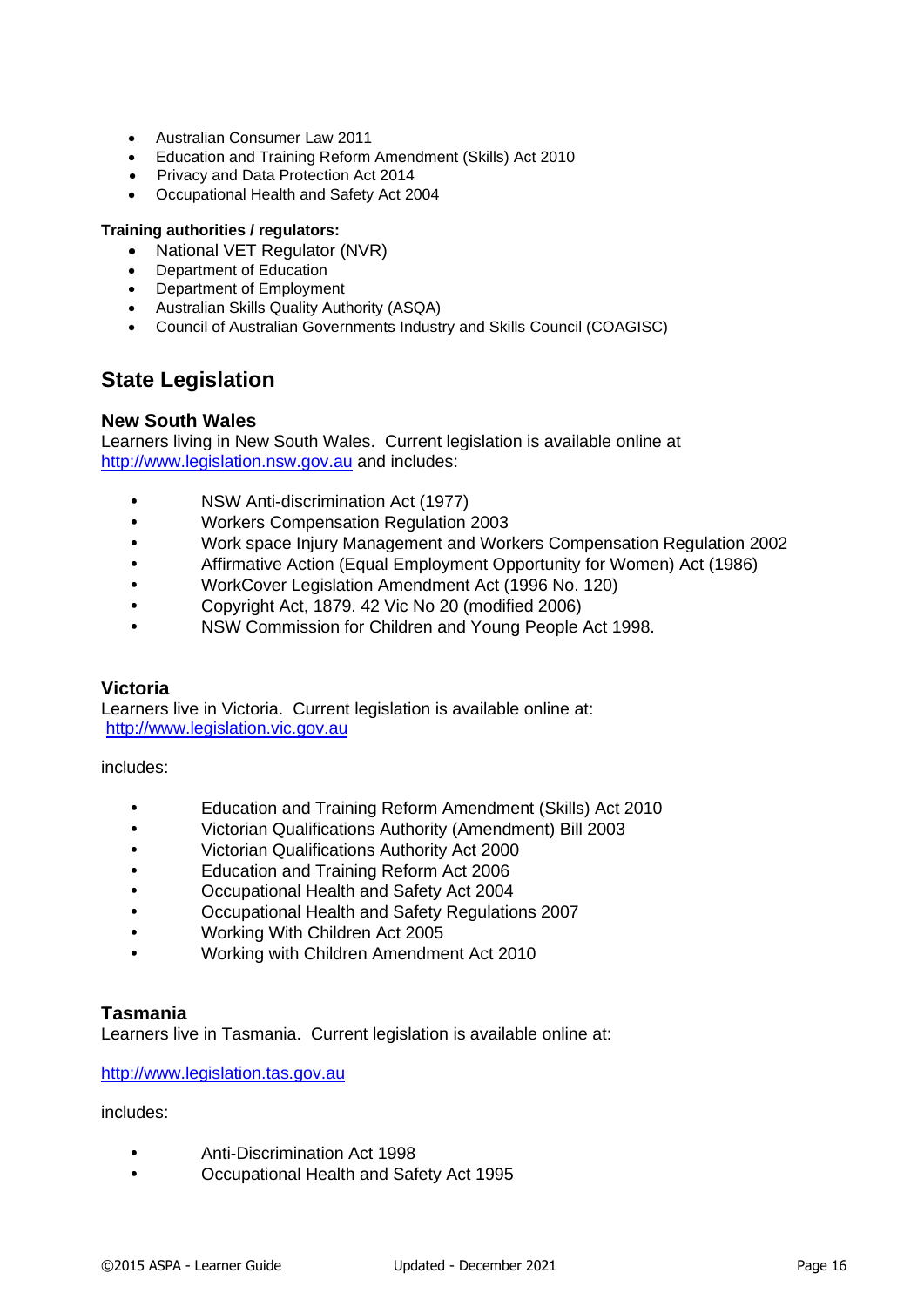- Australian Consumer Law 2011
- Education and Training Reform Amendment (Skills) Act 2010
- Privacy and Data Protection Act 2014
- Occupational Health and Safety Act 2004

**Training authorities / regulators:**

- National VET Regulator (NVR)
- Department of Education
- Department of Employment
- Australian Skills Quality Authority (ASQA)
- Council of Australian Governments Industry and Skills Council (COAGISC)

## State Legislation

### New South Wales

Learners living in New South Wales. Current legislation is available online at http://www.legislation.nsw.gov.au and includes:

- NSW Anti-discrimination Act (1977)
- Workers Compensation Regulation 2003
- Work space Injury Management and Workers Compensation Regulation 2002
- Affirmative Action (Equal Employment Opportunity for Women) Act (1986)
- WorkCover Legislation Amendment Act (1996 No. 120)
- Copyright Act, 1879. 42 Vic No 20 (modified 2006)
- NSW Commission for Children and Young People Act 1998.

### Victoria

Learners live in Victoria. Current legislation is available online at:
http://www.legislation.vic.gov.au

includes:

- Education and Training Reform Amendment (Skills) Act 2010
- Victorian Qualifications Authority (Amendment) Bill 2003
- Victorian Qualifications Authority Act 2000
- Education and Training Reform Act 2006
- Occupational Health and Safety Act 2004
- Occupational Health and Safety Regulations 2007
- Working With Children Act 2005
- Working with Children Amendment Act 2010

### Tasmania

Learners live in Tasmania. Current legislation is available online at:

http://www.legislation.tas.gov.au

includes:

- Anti-Discrimination Act 1998
- Occupational Health and Safety Act 1995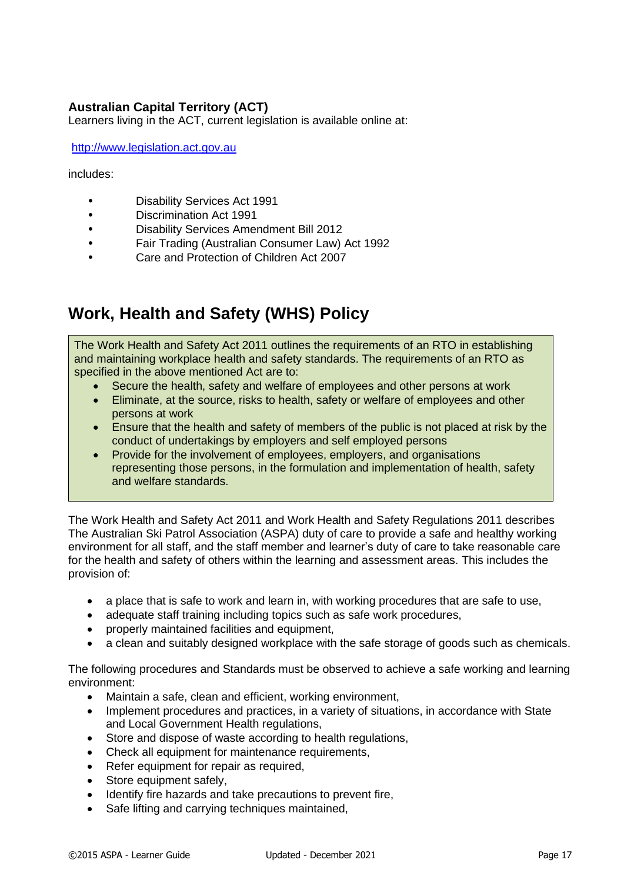**Australian Capital Territory (ACT)**
Learners living in the ACT, current legislation is available online at:

http://www.legislation.act.gov.au

includes:

- Disability Services Act 1991
- Discrimination Act 1991
- Disability Services Amendment Bill 2012
- Fair Trading (Australian Consumer Law) Act 1992
- Care and Protection of Children Act 2007

## Work, Health and Safety (WHS) Policy

The Work Health and Safety Act 2011 outlines the requirements of an RTO in establishing and maintaining workplace health and safety standards. The requirements of an RTO as specified in the above mentioned Act are to:

- Secure the health, safety and welfare of employees and other persons at work
- Eliminate, at the source, risks to health, safety or welfare of employees and other persons at work
- Ensure that the health and safety of members of the public is not placed at risk by the conduct of undertakings by employers and self employed persons
- Provide for the involvement of employees, employers, and organisations representing those persons, in the formulation and implementation of health, safety and welfare standards.

The Work Health and Safety Act 2011 and Work Health and Safety Regulations 2011 describes The Australian Ski Patrol Association (ASPA) duty of care to provide a safe and healthy working environment for all staff, and the staff member and learner's duty of care to take reasonable care for the health and safety of others within the learning and assessment areas. This includes the provision of:

- a place that is safe to work and learn in, with working procedures that are safe to use,
- adequate staff training including topics such as safe work procedures,
- properly maintained facilities and equipment,
- a clean and suitably designed workplace with the safe storage of goods such as chemicals.

The following procedures and Standards must be observed to achieve a safe working and learning environment:

- Maintain a safe, clean and efficient, working environment,
- Implement procedures and practices, in a variety of situations, in accordance with State and Local Government Health regulations,
- Store and dispose of waste according to health regulations,
- Check all equipment for maintenance requirements,
- Refer equipment for repair as required,
- Store equipment safely,
- Identify fire hazards and take precautions to prevent fire,
- Safe lifting and carrying techniques maintained,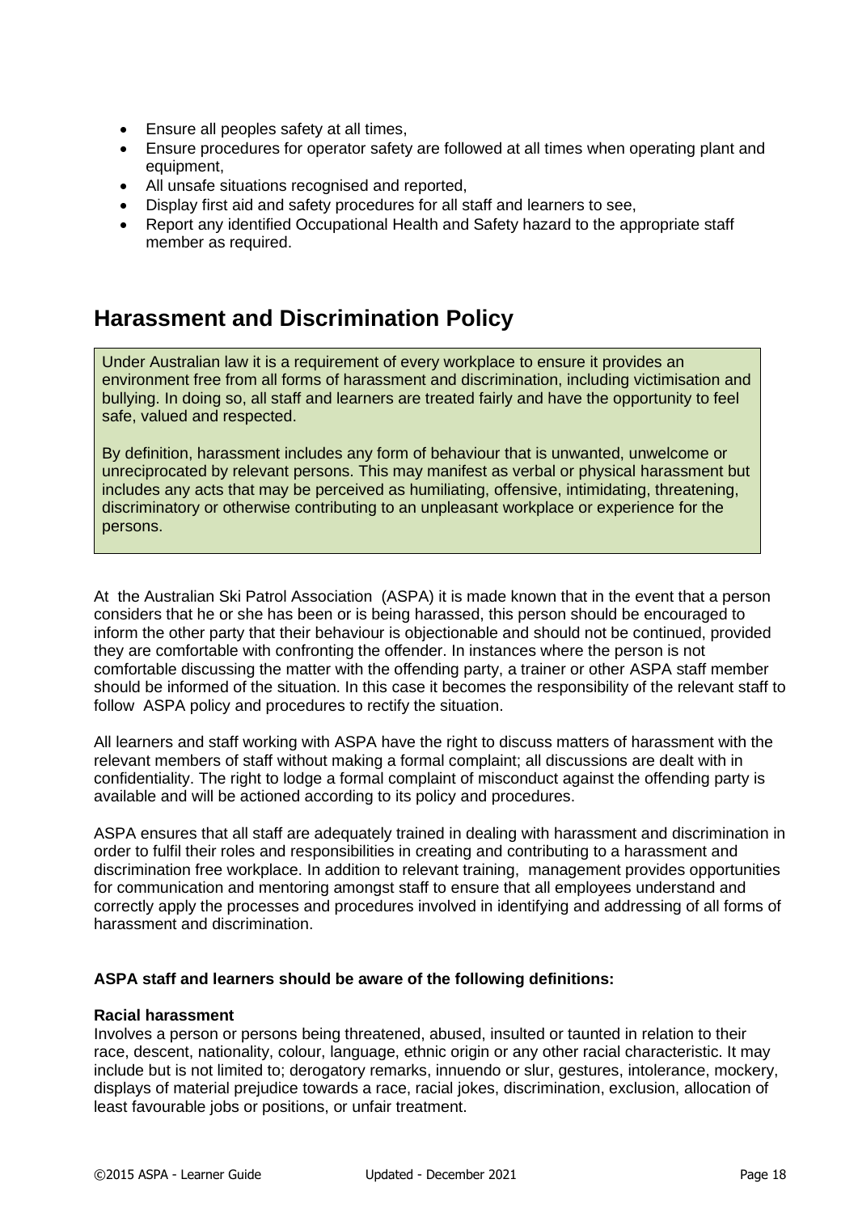- Ensure all peoples safety at all times,
- Ensure procedures for operator safety are followed at all times when operating plant and equipment,
- All unsafe situations recognised and reported,
- Display first aid and safety procedures for all staff and learners to see,
- Report any identified Occupational Health and Safety hazard to the appropriate staff member as required.

## Harassment and Discrimination Policy

Under Australian law it is a requirement of every workplace to ensure it provides an environment free from all forms of harassment and discrimination, including victimisation and bullying. In doing so, all staff and learners are treated fairly and have the opportunity to feel safe, valued and respected.

By definition, harassment includes any form of behaviour that is unwanted, unwelcome or unreciprocated by relevant persons. This may manifest as verbal or physical harassment but includes any acts that may be perceived as humiliating, offensive, intimidating, threatening, discriminatory or otherwise contributing to an unpleasant workplace or experience for the persons.

At the Australian Ski Patrol Association (ASPA) it is made known that in the event that a person considers that he or she has been or is being harassed, this person should be encouraged to inform the other party that their behaviour is objectionable and should not be continued, provided they are comfortable with confronting the offender. In instances where the person is not comfortable discussing the matter with the offending party, a trainer or other ASPA staff member should be informed of the situation. In this case it becomes the responsibility of the relevant staff to follow ASPA policy and procedures to rectify the situation.

All learners and staff working with ASPA have the right to discuss matters of harassment with the relevant members of staff without making a formal complaint; all discussions are dealt with in confidentiality. The right to lodge a formal complaint of misconduct against the offending party is available and will be actioned according to its policy and procedures.

ASPA ensures that all staff are adequately trained in dealing with harassment and discrimination in order to fulfil their roles and responsibilities in creating and contributing to a harassment and discrimination free workplace. In addition to relevant training, management provides opportunities for communication and mentoring amongst staff to ensure that all employees understand and correctly apply the processes and procedures involved in identifying and addressing of all forms of harassment and discrimination.

**ASPA staff and learners should be aware of the following definitions:**

**Racial harassment**
Involves a person or persons being threatened, abused, insulted or taunted in relation to their race, descent, nationality, colour, language, ethnic origin or any other racial characteristic. It may include but is not limited to; derogatory remarks, innuendo or slur, gestures, intolerance, mockery, displays of material prejudice towards a race, racial jokes, discrimination, exclusion, allocation of least favourable jobs or positions, or unfair treatment.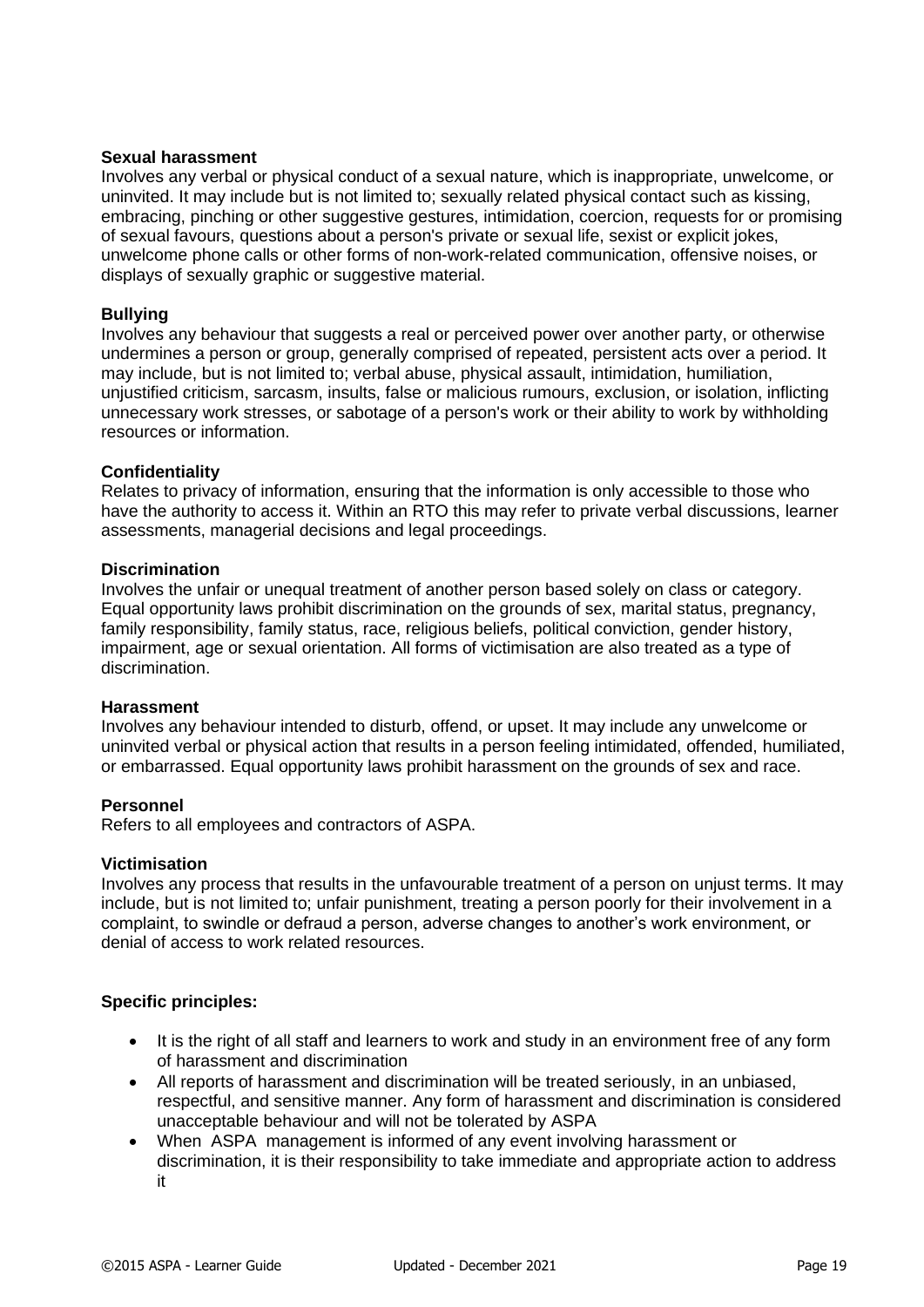**Sexual harassment**

Involves any verbal or physical conduct of a sexual nature, which is inappropriate, unwelcome, or uninvited. It may include but is not limited to; sexually related physical contact such as kissing, embracing, pinching or other suggestive gestures, intimidation, coercion, requests for or promising of sexual favours, questions about a person's private or sexual life, sexist or explicit jokes, unwelcome phone calls or other forms of non-work-related communication, offensive noises, or displays of sexually graphic or suggestive material.

**Bullying**

Involves any behaviour that suggests a real or perceived power over another party, or otherwise undermines a person or group, generally comprised of repeated, persistent acts over a period. It may include, but is not limited to; verbal abuse, physical assault, intimidation, humiliation, unjustified criticism, sarcasm, insults, false or malicious rumours, exclusion, or isolation, inflicting unnecessary work stresses, or sabotage of a person's work or their ability to work by withholding resources or information.

**Confidentiality**

Relates to privacy of information, ensuring that the information is only accessible to those who have the authority to access it. Within an RTO this may refer to private verbal discussions, learner assessments, managerial decisions and legal proceedings.

**Discrimination**

Involves the unfair or unequal treatment of another person based solely on class or category. Equal opportunity laws prohibit discrimination on the grounds of sex, marital status, pregnancy, family responsibility, family status, race, religious beliefs, political conviction, gender history, impairment, age or sexual orientation. All forms of victimisation are also treated as a type of discrimination.

**Harassment**

Involves any behaviour intended to disturb, offend, or upset. It may include any unwelcome or uninvited verbal or physical action that results in a person feeling intimidated, offended, humiliated, or embarrassed. Equal opportunity laws prohibit harassment on the grounds of sex and race.

**Personnel**

Refers to all employees and contractors of ASPA.

**Victimisation**

Involves any process that results in the unfavourable treatment of a person on unjust terms. It may include, but is not limited to; unfair punishment, treating a person poorly for their involvement in a complaint, to swindle or defraud a person, adverse changes to another's work environment, or denial of access to work related resources.

**Specific principles:**

- It is the right of all staff and learners to work and study in an environment free of any form of harassment and discrimination
- All reports of harassment and discrimination will be treated seriously, in an unbiased, respectful, and sensitive manner. Any form of harassment and discrimination is considered unacceptable behaviour and will not be tolerated by ASPA
- When ASPA management is informed of any event involving harassment or discrimination, it is their responsibility to take immediate and appropriate action to address it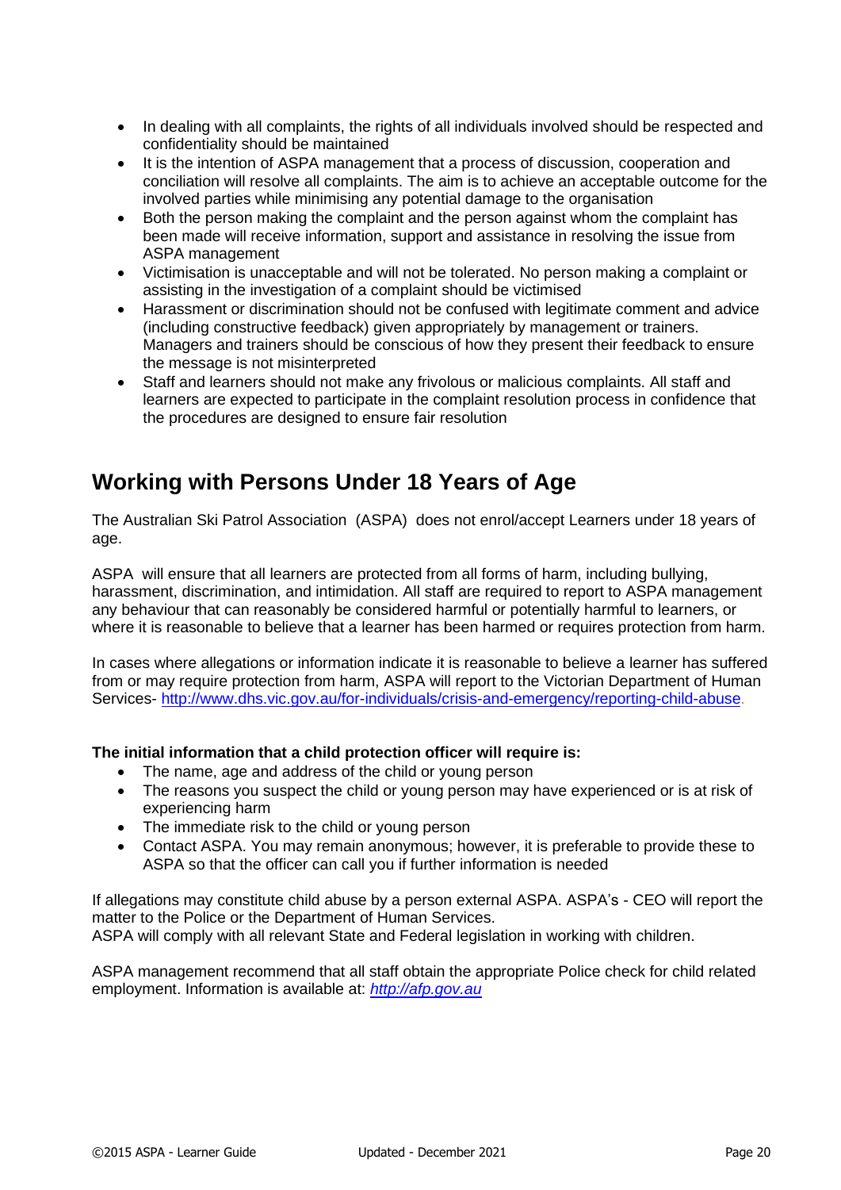- In dealing with all complaints, the rights of all individuals involved should be respected and confidentiality should be maintained
- It is the intention of ASPA management that a process of discussion, cooperation and conciliation will resolve all complaints. The aim is to achieve an acceptable outcome for the involved parties while minimising any potential damage to the organisation
- Both the person making the complaint and the person against whom the complaint has been made will receive information, support and assistance in resolving the issue from ASPA management
- Victimisation is unacceptable and will not be tolerated. No person making a complaint or assisting in the investigation of a complaint should be victimised
- Harassment or discrimination should not be confused with legitimate comment and advice (including constructive feedback) given appropriately by management or trainers. Managers and trainers should be conscious of how they present their feedback to ensure the message is not misinterpreted
- Staff and learners should not make any frivolous or malicious complaints. All staff and learners are expected to participate in the complaint resolution process in confidence that the procedures are designed to ensure fair resolution

## Working with Persons Under 18 Years of Age

The Australian Ski Patrol Association (ASPA) does not enrol/accept Learners under 18 years of age.

ASPA will ensure that all learners are protected from all forms of harm, including bullying, harassment, discrimination, and intimidation. All staff are required to report to ASPA management any behaviour that can reasonably be considered harmful or potentially harmful to learners, or where it is reasonable to believe that a learner has been harmed or requires protection from harm.

In cases where allegations or information indicate it is reasonable to believe a learner has suffered from or may require protection from harm, ASPA will report to the Victorian Department of Human Services- http://www.dhs.vic.gov.au/for-individuals/crisis-and-emergency/reporting-child-abuse.

**The initial information that a child protection officer will require is:**

- The name, age and address of the child or young person
- The reasons you suspect the child or young person may have experienced or is at risk of experiencing harm
- The immediate risk to the child or young person
- Contact ASPA. You may remain anonymous; however, it is preferable to provide these to ASPA so that the officer can call you if further information is needed

If allegations may constitute child abuse by a person external ASPA. ASPA's - CEO will report the matter to the Police or the Department of Human Services.
ASPA will comply with all relevant State and Federal legislation in working with children.

ASPA management recommend that all staff obtain the appropriate Police check for child related employment. Information is available at: *http://afp.gov.au*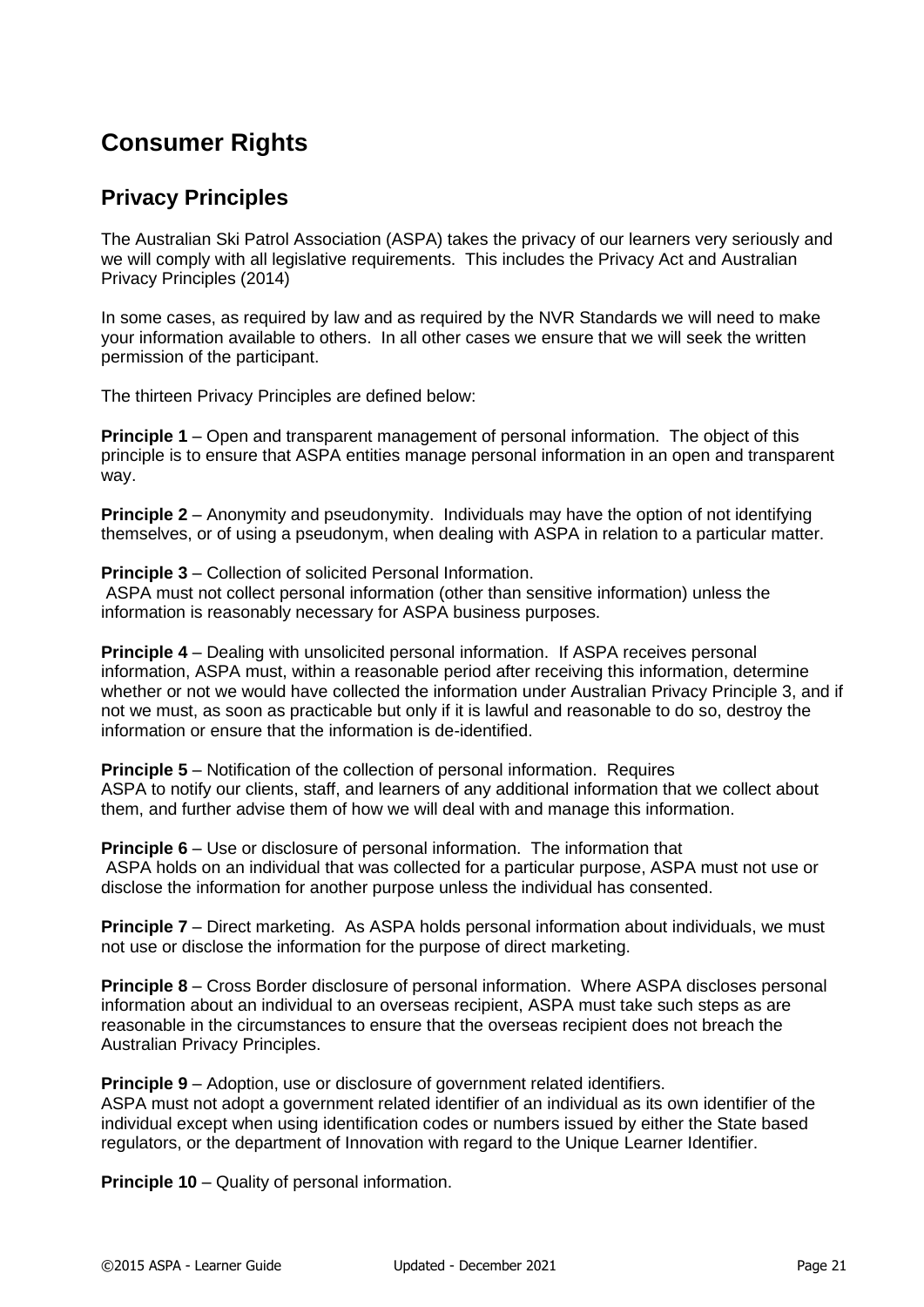# Consumer Rights

## Privacy Principles

The Australian Ski Patrol Association (ASPA) takes the privacy of our learners very seriously and we will comply with all legislative requirements. This includes the Privacy Act and Australian Privacy Principles (2014)

In some cases, as required by law and as required by the NVR Standards we will need to make your information available to others. In all other cases we ensure that we will seek the written permission of the participant.

The thirteen Privacy Principles are defined below:

**Principle 1** – Open and transparent management of personal information. The object of this principle is to ensure that ASPA entities manage personal information in an open and transparent way.

**Principle 2** – Anonymity and pseudonymity. Individuals may have the option of not identifying themselves, or of using a pseudonym, when dealing with ASPA in relation to a particular matter.

**Principle 3** – Collection of solicited Personal Information.
ASPA must not collect personal information (other than sensitive information) unless the information is reasonably necessary for ASPA business purposes.

**Principle 4** – Dealing with unsolicited personal information. If ASPA receives personal information, ASPA must, within a reasonable period after receiving this information, determine whether or not we would have collected the information under Australian Privacy Principle 3, and if not we must, as soon as practicable but only if it is lawful and reasonable to do so, destroy the information or ensure that the information is de-identified.

**Principle 5** – Notification of the collection of personal information. Requires ASPA to notify our clients, staff, and learners of any additional information that we collect about them, and further advise them of how we will deal with and manage this information.

**Principle 6** – Use or disclosure of personal information. The information that ASPA holds on an individual that was collected for a particular purpose, ASPA must not use or disclose the information for another purpose unless the individual has consented.

**Principle 7** – Direct marketing. As ASPA holds personal information about individuals, we must not use or disclose the information for the purpose of direct marketing.

**Principle 8** – Cross Border disclosure of personal information. Where ASPA discloses personal information about an individual to an overseas recipient, ASPA must take such steps as are reasonable in the circumstances to ensure that the overseas recipient does not breach the Australian Privacy Principles.

**Principle 9** – Adoption, use or disclosure of government related identifiers.
ASPA must not adopt a government related identifier of an individual as its own identifier of the individual except when using identification codes or numbers issued by either the State based regulators, or the department of Innovation with regard to the Unique Learner Identifier.

**Principle 10** – Quality of personal information.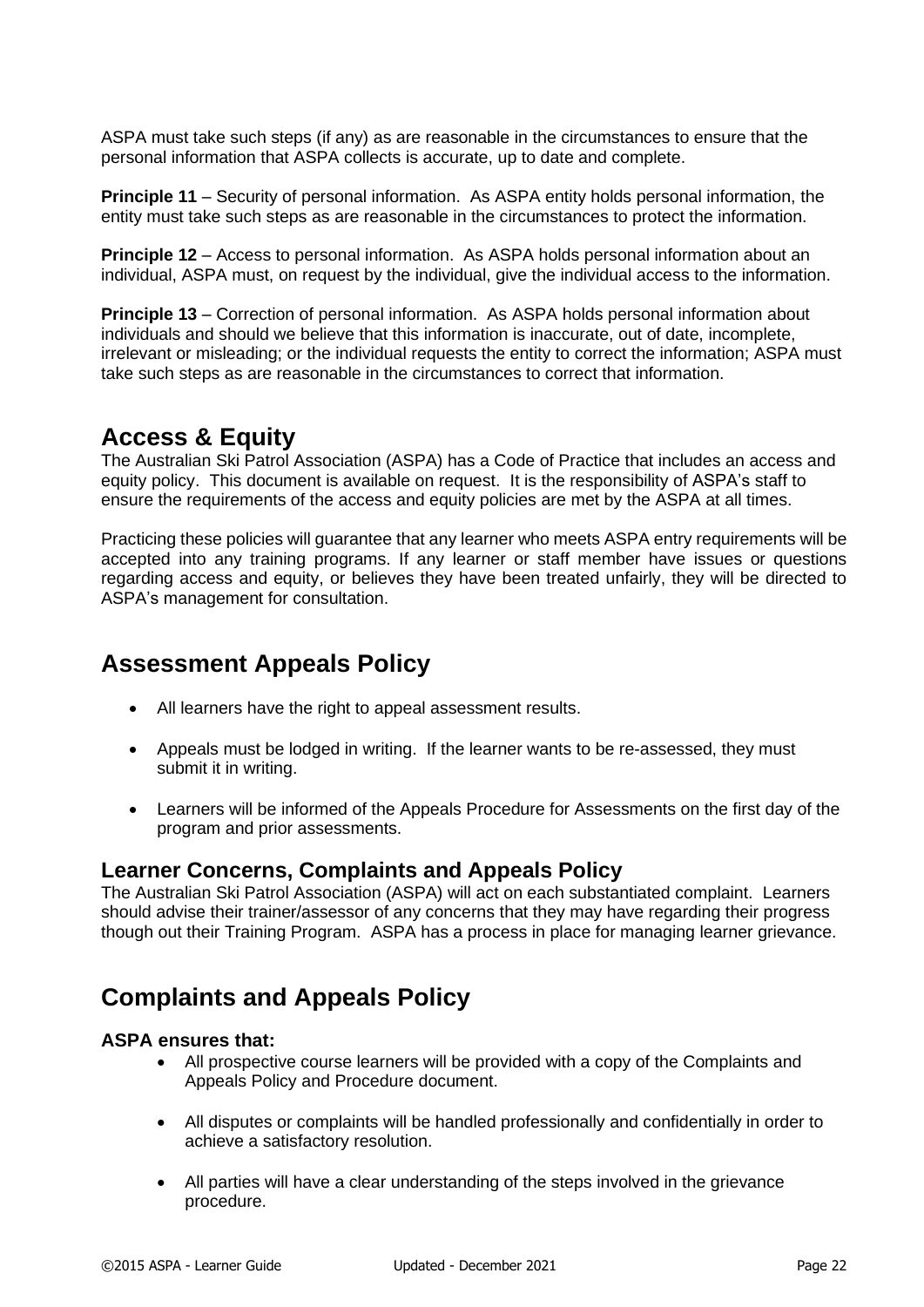ASPA must take such steps (if any) as are reasonable in the circumstances to ensure that the personal information that ASPA collects is accurate, up to date and complete.

**Principle 11** – Security of personal information. As ASPA entity holds personal information, the entity must take such steps as are reasonable in the circumstances to protect the information.

**Principle 12** – Access to personal information. As ASPA holds personal information about an individual, ASPA must, on request by the individual, give the individual access to the information.

**Principle 13** – Correction of personal information. As ASPA holds personal information about individuals and should we believe that this information is inaccurate, out of date, incomplete, irrelevant or misleading; or the individual requests the entity to correct the information; ASPA must take such steps as are reasonable in the circumstances to correct that information.

## Access & Equity

The Australian Ski Patrol Association (ASPA) has a Code of Practice that includes an access and equity policy. This document is available on request. It is the responsibility of ASPA's staff to ensure the requirements of the access and equity policies are met by the ASPA at all times.

Practicing these policies will guarantee that any learner who meets ASPA entry requirements will be accepted into any training programs. If any learner or staff member have issues or questions regarding access and equity, or believes they have been treated unfairly, they will be directed to ASPA's management for consultation.

## Assessment Appeals Policy

- All learners have the right to appeal assessment results.
- Appeals must be lodged in writing. If the learner wants to be re-assessed, they must submit it in writing.
- Learners will be informed of the Appeals Procedure for Assessments on the first day of the program and prior assessments.

### Learner Concerns, Complaints and Appeals Policy

The Australian Ski Patrol Association (ASPA) will act on each substantiated complaint. Learners should advise their trainer/assessor of any concerns that they may have regarding their progress though out their Training Program. ASPA has a process in place for managing learner grievance.

## Complaints and Appeals Policy

**ASPA ensures that:**

- All prospective course learners will be provided with a copy of the Complaints and Appeals Policy and Procedure document.
- All disputes or complaints will be handled professionally and confidentially in order to achieve a satisfactory resolution.
- All parties will have a clear understanding of the steps involved in the grievance procedure.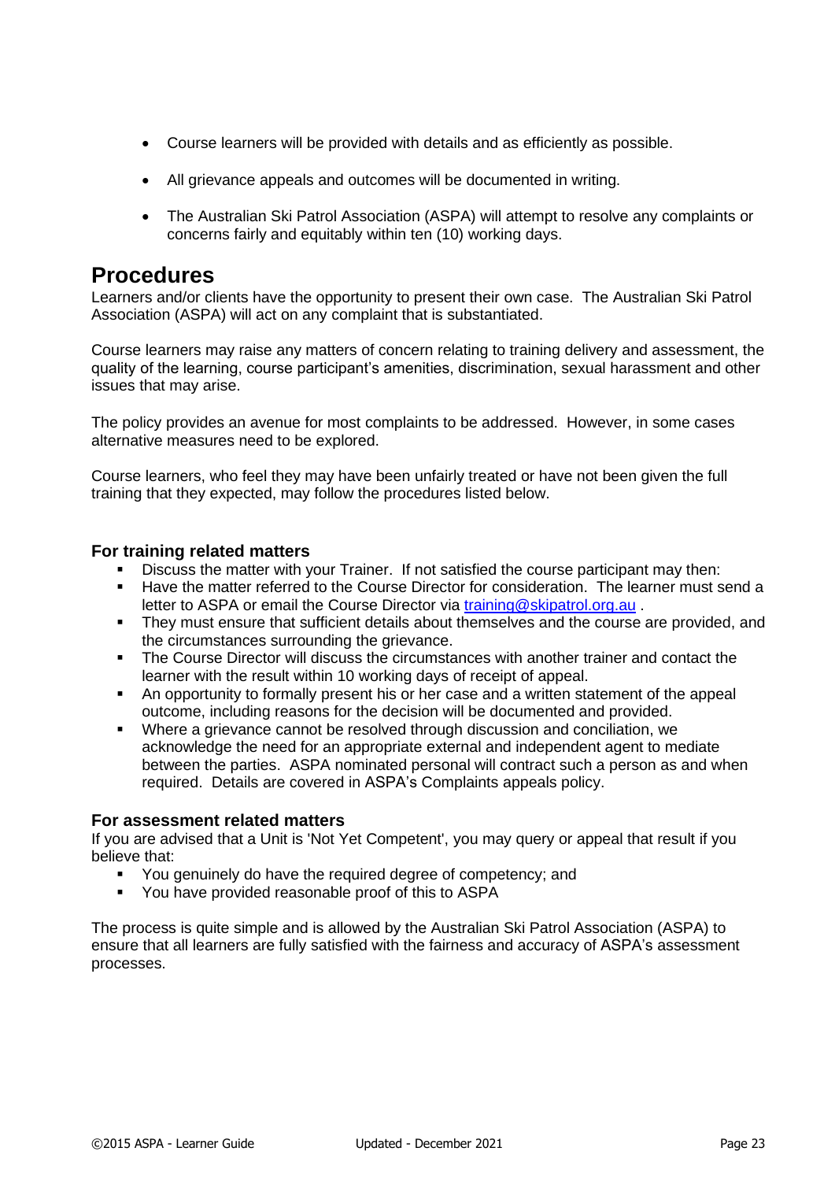- Course learners will be provided with details and as efficiently as possible.
- All grievance appeals and outcomes will be documented in writing.
- The Australian Ski Patrol Association (ASPA) will attempt to resolve any complaints or concerns fairly and equitably within ten (10) working days.

# Procedures

Learners and/or clients have the opportunity to present their own case. The Australian Ski Patrol Association (ASPA) will act on any complaint that is substantiated.

Course learners may raise any matters of concern relating to training delivery and assessment, the quality of the learning, course participant's amenities, discrimination, sexual harassment and other issues that may arise.

The policy provides an avenue for most complaints to be addressed. However, in some cases alternative measures need to be explored.

Course learners, who feel they may have been unfairly treated or have not been given the full training that they expected, may follow the procedures listed below.

### For training related matters

- Discuss the matter with your Trainer. If not satisfied the course participant may then:
- Have the matter referred to the Course Director for consideration. The learner must send a letter to ASPA or email the Course Director via training@skipatrol.org.au .
- They must ensure that sufficient details about themselves and the course are provided, and the circumstances surrounding the grievance.
- The Course Director will discuss the circumstances with another trainer and contact the learner with the result within 10 working days of receipt of appeal.
- An opportunity to formally present his or her case and a written statement of the appeal outcome, including reasons for the decision will be documented and provided.
- Where a grievance cannot be resolved through discussion and conciliation, we acknowledge the need for an appropriate external and independent agent to mediate between the parties. ASPA nominated personal will contract such a person as and when required. Details are covered in ASPA's Complaints appeals policy.

### For assessment related matters

If you are advised that a Unit is 'Not Yet Competent', you may query or appeal that result if you believe that:

- You genuinely do have the required degree of competency; and
- You have provided reasonable proof of this to ASPA

The process is quite simple and is allowed by the Australian Ski Patrol Association (ASPA) to ensure that all learners are fully satisfied with the fairness and accuracy of ASPA's assessment processes.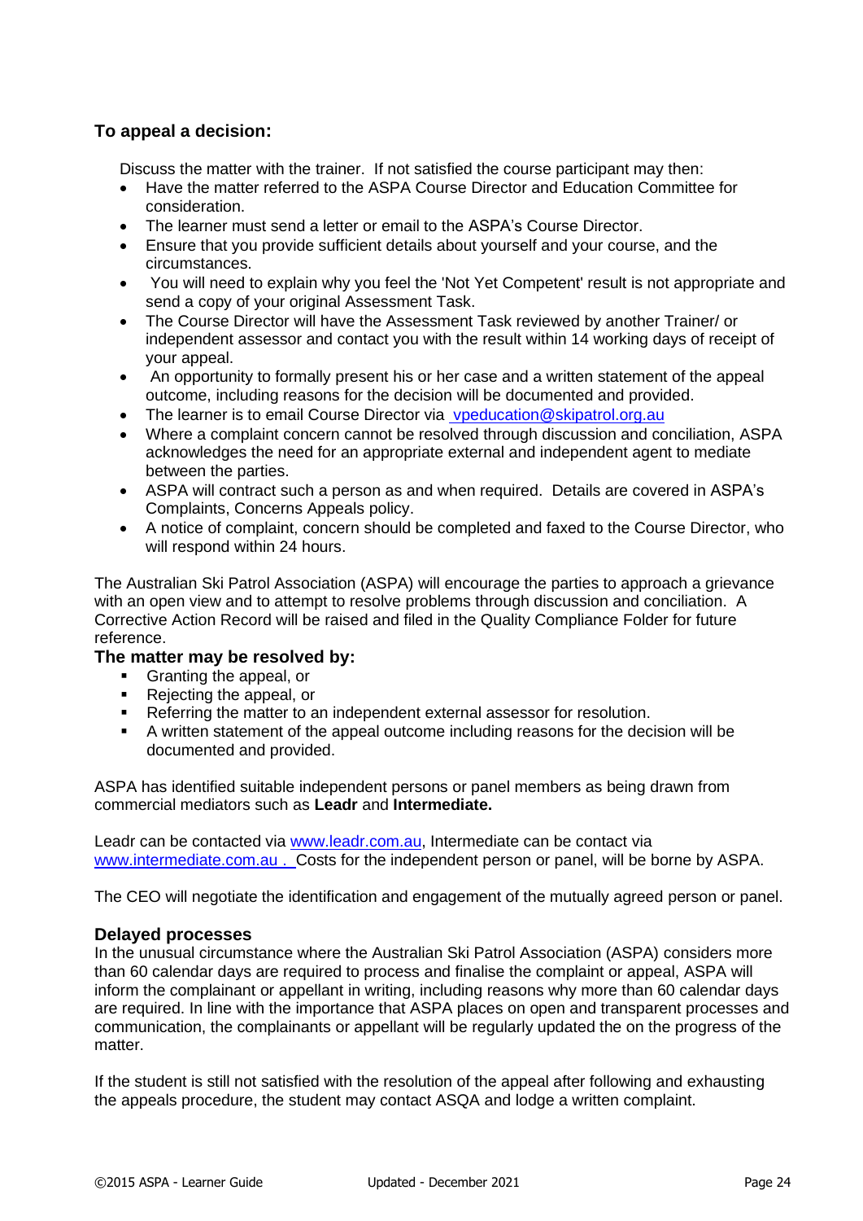### To appeal a decision:

Discuss the matter with the trainer. If not satisfied the course participant may then:

- Have the matter referred to the ASPA Course Director and Education Committee for consideration.
- The learner must send a letter or email to the ASPA's Course Director.
- Ensure that you provide sufficient details about yourself and your course, and the circumstances.
- You will need to explain why you feel the 'Not Yet Competent' result is not appropriate and send a copy of your original Assessment Task.
- The Course Director will have the Assessment Task reviewed by another Trainer/ or independent assessor and contact you with the result within 14 working days of receipt of your appeal.
- An opportunity to formally present his or her case and a written statement of the appeal outcome, including reasons for the decision will be documented and provided.
- The learner is to email Course Director via vpeducation@skipatrol.org.au
- Where a complaint concern cannot be resolved through discussion and conciliation, ASPA acknowledges the need for an appropriate external and independent agent to mediate between the parties.
- ASPA will contract such a person as and when required. Details are covered in ASPA's Complaints, Concerns Appeals policy.
- A notice of complaint, concern should be completed and faxed to the Course Director, who will respond within 24 hours.

The Australian Ski Patrol Association (ASPA) will encourage the parties to approach a grievance with an open view and to attempt to resolve problems through discussion and conciliation. A Corrective Action Record will be raised and filed in the Quality Compliance Folder for future reference.

### The matter may be resolved by:

- Granting the appeal, or
- Rejecting the appeal, or
- Referring the matter to an independent external assessor for resolution.
- A written statement of the appeal outcome including reasons for the decision will be documented and provided.

ASPA has identified suitable independent persons or panel members as being drawn from commercial mediators such as **Leadr** and **Intermediate.**

Leadr can be contacted via www.leadr.com.au, Intermediate can be contact via www.intermediate.com.au . Costs for the independent person or panel, will be borne by ASPA.

The CEO will negotiate the identification and engagement of the mutually agreed person or panel.

### Delayed processes

In the unusual circumstance where the Australian Ski Patrol Association (ASPA) considers more than 60 calendar days are required to process and finalise the complaint or appeal, ASPA will inform the complainant or appellant in writing, including reasons why more than 60 calendar days are required. In line with the importance that ASPA places on open and transparent processes and communication, the complainants or appellant will be regularly updated the on the progress of the matter.

If the student is still not satisfied with the resolution of the appeal after following and exhausting the appeals procedure, the student may contact ASQA and lodge a written complaint.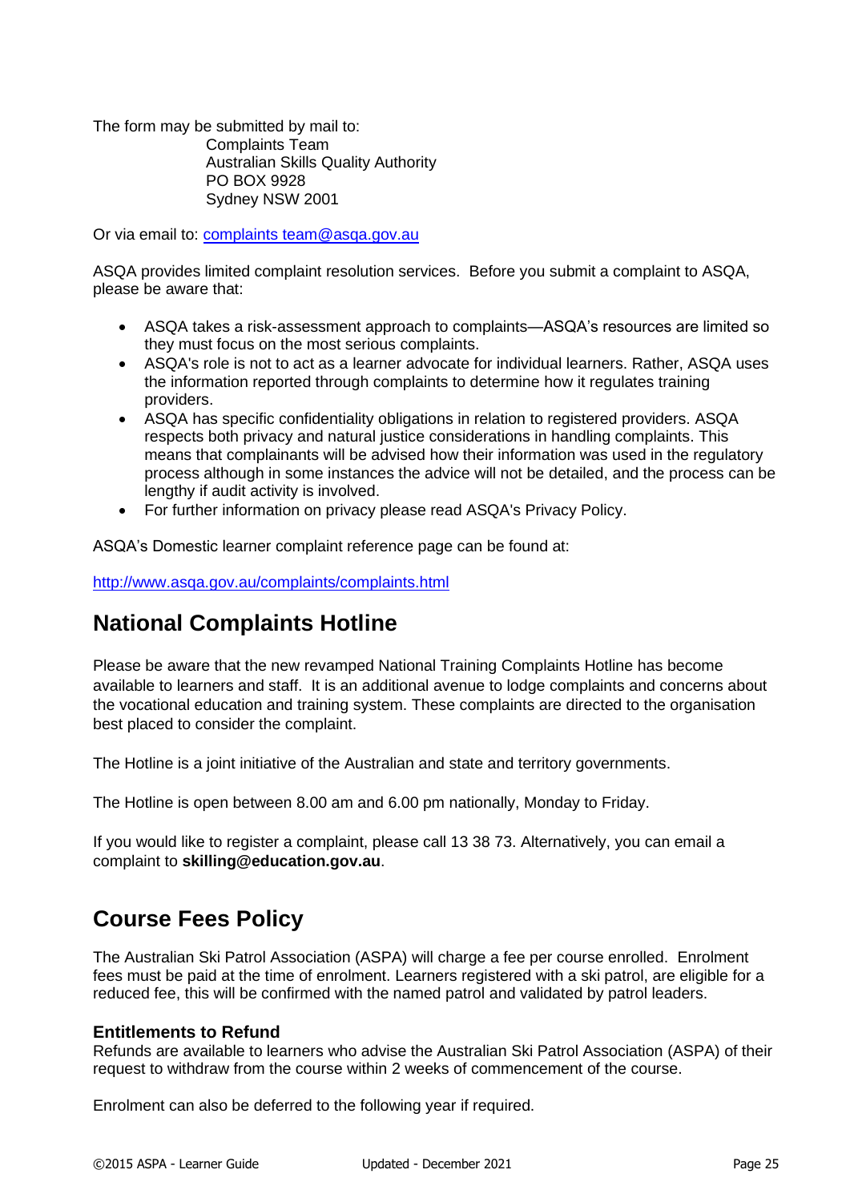The form may be submitted by mail to:

Complaints Team
Australian Skills Quality Authority
PO BOX 9928
Sydney NSW 2001

Or via email to: [complaints team@asqa.gov.au](mailto:complaints team@asqa.gov.au)

ASQA provides limited complaint resolution services. Before you submit a complaint to ASQA, please be aware that:

- ASQA takes a risk-assessment approach to complaints—ASQA's resources are limited so they must focus on the most serious complaints.
- ASQA's role is not to act as a learner advocate for individual learners. Rather, ASQA uses the information reported through complaints to determine how it regulates training providers.
- ASQA has specific confidentiality obligations in relation to registered providers. ASQA respects both privacy and natural justice considerations in handling complaints. This means that complainants will be advised how their information was used in the regulatory process although in some instances the advice will not be detailed, and the process can be lengthy if audit activity is involved.
- For further information on privacy please read ASQA's Privacy Policy.

ASQA's Domestic learner complaint reference page can be found at:

http://www.asqa.gov.au/complaints/complaints.html

## National Complaints Hotline

Please be aware that the new revamped National Training Complaints Hotline has become available to learners and staff. It is an additional avenue to lodge complaints and concerns about the vocational education and training system. These complaints are directed to the organisation best placed to consider the complaint.

The Hotline is a joint initiative of the Australian and state and territory governments.

The Hotline is open between 8.00 am and 6.00 pm nationally, Monday to Friday.

If you would like to register a complaint, please call 13 38 73. Alternatively, you can email a complaint to **skilling@education.gov.au**.

## Course Fees Policy

The Australian Ski Patrol Association (ASPA) will charge a fee per course enrolled. Enrolment fees must be paid at the time of enrolment. Learners registered with a ski patrol, are eligible for a reduced fee, this will be confirmed with the named patrol and validated by patrol leaders.

### Entitlements to Refund

Refunds are available to learners who advise the Australian Ski Patrol Association (ASPA) of their request to withdraw from the course within 2 weeks of commencement of the course.

Enrolment can also be deferred to the following year if required.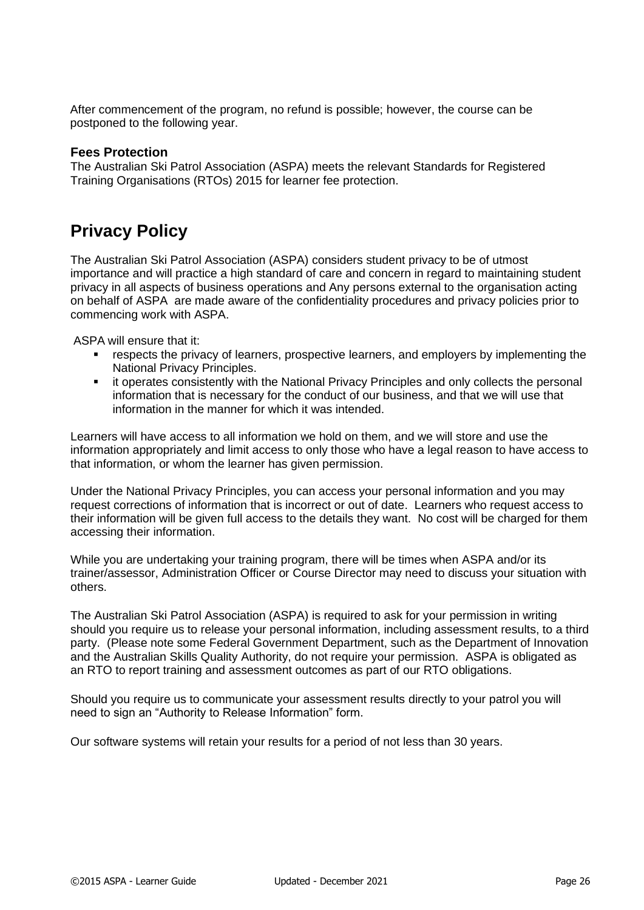After commencement of the program, no refund is possible; however, the course can be postponed to the following year.

### Fees Protection

The Australian Ski Patrol Association (ASPA) meets the relevant Standards for Registered Training Organisations (RTOs) 2015 for learner fee protection.

## Privacy Policy

The Australian Ski Patrol Association (ASPA) considers student privacy to be of utmost importance and will practice a high standard of care and concern in regard to maintaining student privacy in all aspects of business operations and Any persons external to the organisation acting on behalf of ASPA are made aware of the confidentiality procedures and privacy policies prior to commencing work with ASPA.

ASPA will ensure that it:

- respects the privacy of learners, prospective learners, and employers by implementing the National Privacy Principles.
- it operates consistently with the National Privacy Principles and only collects the personal information that is necessary for the conduct of our business, and that we will use that information in the manner for which it was intended.

Learners will have access to all information we hold on them, and we will store and use the information appropriately and limit access to only those who have a legal reason to have access to that information, or whom the learner has given permission.

Under the National Privacy Principles, you can access your personal information and you may request corrections of information that is incorrect or out of date. Learners who request access to their information will be given full access to the details they want. No cost will be charged for them accessing their information.

While you are undertaking your training program, there will be times when ASPA and/or its trainer/assessor, Administration Officer or Course Director may need to discuss your situation with others.

The Australian Ski Patrol Association (ASPA) is required to ask for your permission in writing should you require us to release your personal information, including assessment results, to a third party. (Please note some Federal Government Department, such as the Department of Innovation and the Australian Skills Quality Authority, do not require your permission. ASPA is obligated as an RTO to report training and assessment outcomes as part of our RTO obligations.

Should you require us to communicate your assessment results directly to your patrol you will need to sign an "Authority to Release Information" form.

Our software systems will retain your results for a period of not less than 30 years.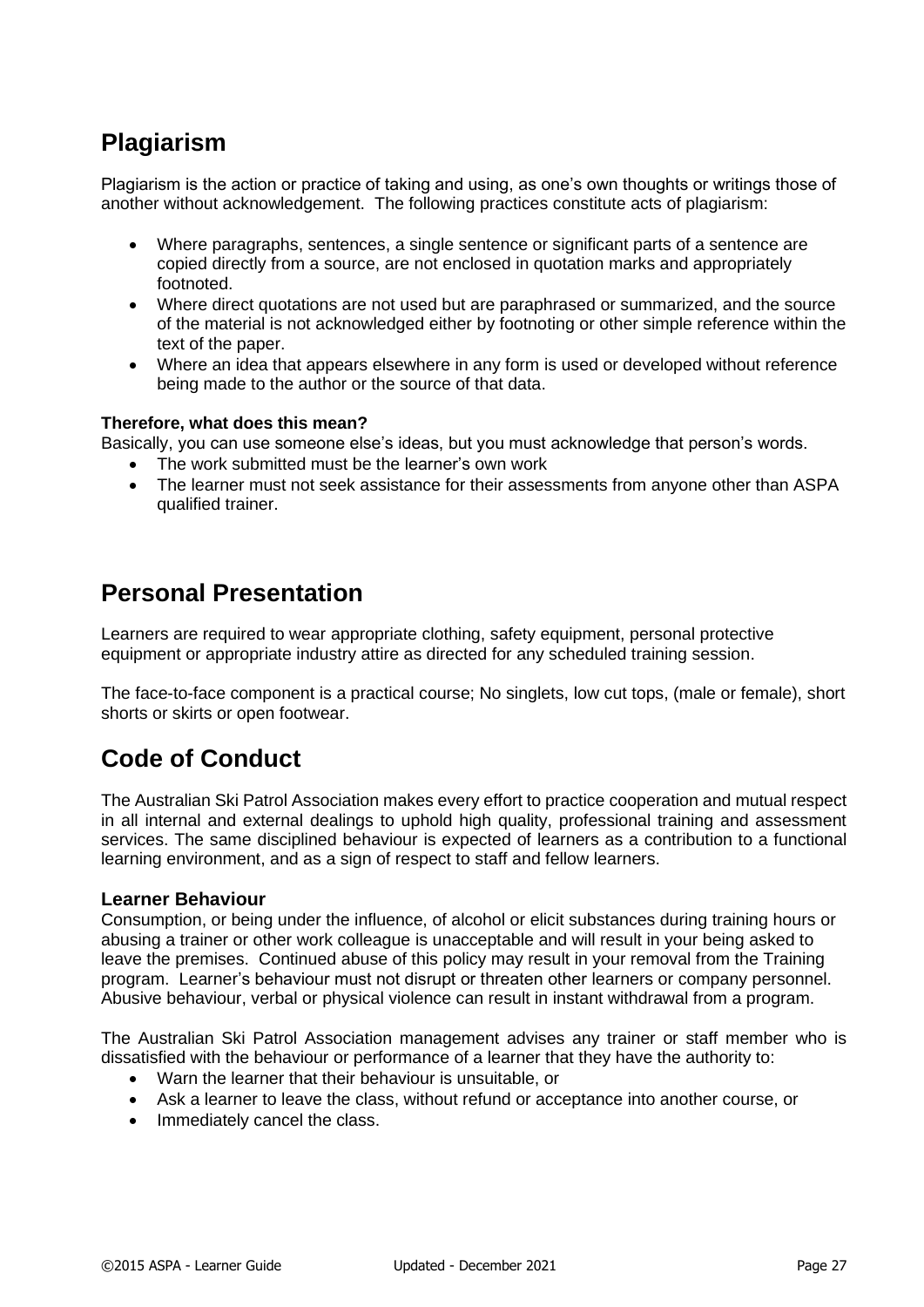## Plagiarism

Plagiarism is the action or practice of taking and using, as one's own thoughts or writings those of another without acknowledgement. The following practices constitute acts of plagiarism:

- Where paragraphs, sentences, a single sentence or significant parts of a sentence are copied directly from a source, are not enclosed in quotation marks and appropriately footnoted.
- Where direct quotations are not used but are paraphrased or summarized, and the source of the material is not acknowledged either by footnoting or other simple reference within the text of the paper.
- Where an idea that appears elsewhere in any form is used or developed without reference being made to the author or the source of that data.

**Therefore, what does this mean?**

Basically, you can use someone else's ideas, but you must acknowledge that person's words.

- The work submitted must be the learner's own work
- The learner must not seek assistance for their assessments from anyone other than ASPA qualified trainer.

## Personal Presentation

Learners are required to wear appropriate clothing, safety equipment, personal protective equipment or appropriate industry attire as directed for any scheduled training session.

The face-to-face component is a practical course; No singlets, low cut tops, (male or female), short shorts or skirts or open footwear.

## Code of Conduct

The Australian Ski Patrol Association makes every effort to practice cooperation and mutual respect in all internal and external dealings to uphold high quality, professional training and assessment services. The same disciplined behaviour is expected of learners as a contribution to a functional learning environment, and as a sign of respect to staff and fellow learners.

### Learner Behaviour

Consumption, or being under the influence, of alcohol or elicit substances during training hours or abusing a trainer or other work colleague is unacceptable and will result in your being asked to leave the premises. Continued abuse of this policy may result in your removal from the Training program. Learner's behaviour must not disrupt or threaten other learners or company personnel. Abusive behaviour, verbal or physical violence can result in instant withdrawal from a program.

The Australian Ski Patrol Association management advises any trainer or staff member who is dissatisfied with the behaviour or performance of a learner that they have the authority to:

- Warn the learner that their behaviour is unsuitable, or
- Ask a learner to leave the class, without refund or acceptance into another course, or
- Immediately cancel the class.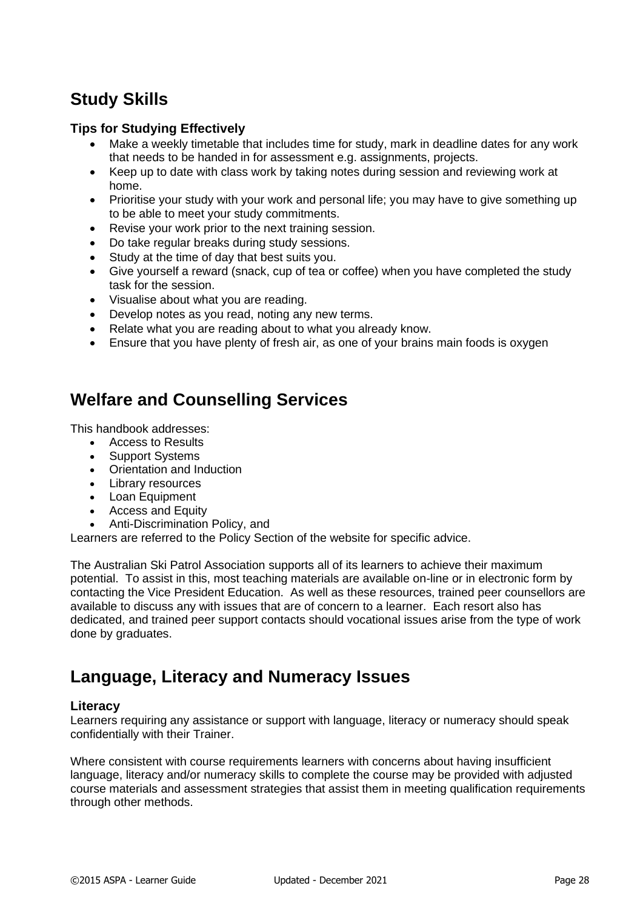## Study Skills

### Tips for Studying Effectively

- Make a weekly timetable that includes time for study, mark in deadline dates for any work that needs to be handed in for assessment e.g. assignments, projects.
- Keep up to date with class work by taking notes during session and reviewing work at home.
- Prioritise your study with your work and personal life; you may have to give something up to be able to meet your study commitments.
- Revise your work prior to the next training session.
- Do take regular breaks during study sessions.
- Study at the time of day that best suits you.
- Give yourself a reward (snack, cup of tea or coffee) when you have completed the study task for the session.
- Visualise about what you are reading.
- Develop notes as you read, noting any new terms.
- Relate what you are reading about to what you already know.
- Ensure that you have plenty of fresh air, as one of your brains main foods is oxygen

## Welfare and Counselling Services

This handbook addresses:

- Access to Results
- Support Systems
- Orientation and Induction
- Library resources
- Loan Equipment
- Access and Equity
- Anti-Discrimination Policy, and

Learners are referred to the Policy Section of the website for specific advice.

The Australian Ski Patrol Association supports all of its learners to achieve their maximum potential. To assist in this, most teaching materials are available on-line or in electronic form by contacting the Vice President Education. As well as these resources, trained peer counsellors are available to discuss any with issues that are of concern to a learner. Each resort also has dedicated, and trained peer support contacts should vocational issues arise from the type of work done by graduates.

## Language, Literacy and Numeracy Issues

### Literacy

Learners requiring any assistance or support with language, literacy or numeracy should speak confidentially with their Trainer.

Where consistent with course requirements learners with concerns about having insufficient language, literacy and/or numeracy skills to complete the course may be provided with adjusted course materials and assessment strategies that assist them in meeting qualification requirements through other methods.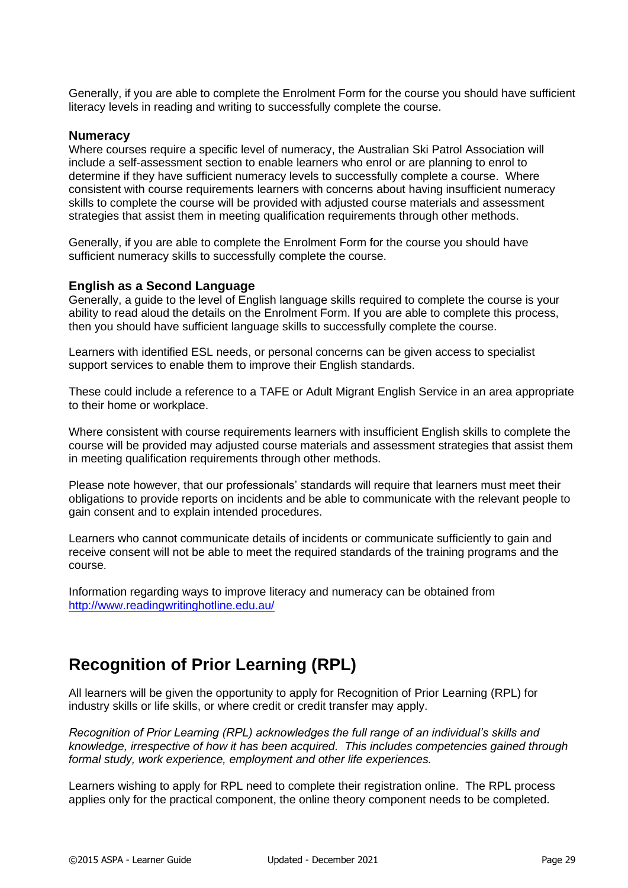Generally, if you are able to complete the Enrolment Form for the course you should have sufficient literacy levels in reading and writing to successfully complete the course.

### Numeracy

Where courses require a specific level of numeracy, the Australian Ski Patrol Association will include a self-assessment section to enable learners who enrol or are planning to enrol to determine if they have sufficient numeracy levels to successfully complete a course. Where consistent with course requirements learners with concerns about having insufficient numeracy skills to complete the course will be provided with adjusted course materials and assessment strategies that assist them in meeting qualification requirements through other methods.

Generally, if you are able to complete the Enrolment Form for the course you should have sufficient numeracy skills to successfully complete the course.

### English as a Second Language

Generally, a guide to the level of English language skills required to complete the course is your ability to read aloud the details on the Enrolment Form. If you are able to complete this process, then you should have sufficient language skills to successfully complete the course.

Learners with identified ESL needs, or personal concerns can be given access to specialist support services to enable them to improve their English standards.

These could include a reference to a TAFE or Adult Migrant English Service in an area appropriate to their home or workplace.

Where consistent with course requirements learners with insufficient English skills to complete the course will be provided may adjusted course materials and assessment strategies that assist them in meeting qualification requirements through other methods.

Please note however, that our professionals' standards will require that learners must meet their obligations to provide reports on incidents and be able to communicate with the relevant people to gain consent and to explain intended procedures.

Learners who cannot communicate details of incidents or communicate sufficiently to gain and receive consent will not be able to meet the required standards of the training programs and the course.

Information regarding ways to improve literacy and numeracy can be obtained from [http://www.readingwritinghotline.edu.au/](http://www.readingwritinghotline.edu.au/)

## Recognition of Prior Learning (RPL)

All learners will be given the opportunity to apply for Recognition of Prior Learning (RPL) for industry skills or life skills, or where credit or credit transfer may apply.

*Recognition of Prior Learning (RPL) acknowledges the full range of an individual's skills and knowledge, irrespective of how it has been acquired. This includes competencies gained through formal study, work experience, employment and other life experiences.*

Learners wishing to apply for RPL need to complete their registration online. The RPL process applies only for the practical component, the online theory component needs to be completed.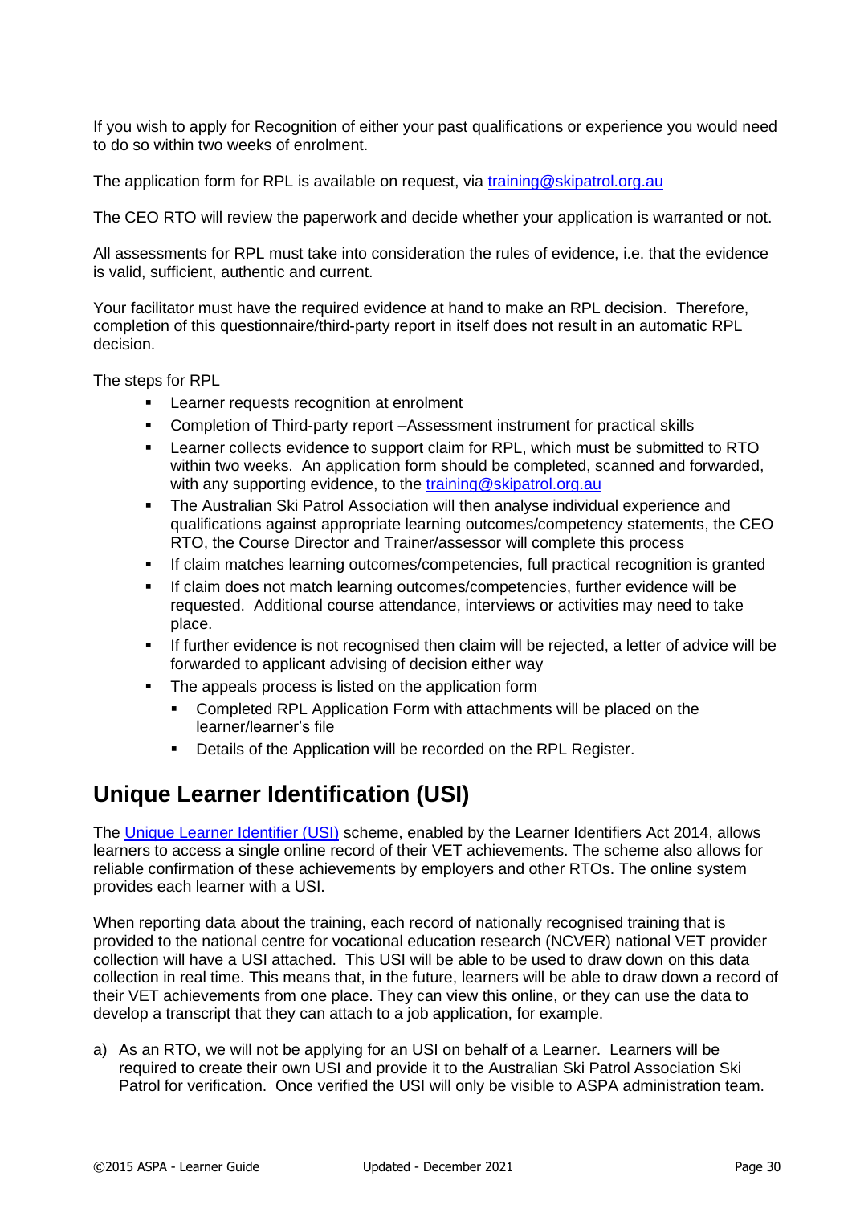If you wish to apply for Recognition of either your past qualifications or experience you would need to do so within two weeks of enrolment.

The application form for RPL is available on request, via [training@skipatrol.org.au](mailto:training@skipatrol.org.au)

The CEO RTO will review the paperwork and decide whether your application is warranted or not.

All assessments for RPL must take into consideration the rules of evidence, i.e. that the evidence is valid, sufficient, authentic and current.

Your facilitator must have the required evidence at hand to make an RPL decision. Therefore, completion of this questionnaire/third-party report in itself does not result in an automatic RPL decision.

The steps for RPL

- Learner requests recognition at enrolment
- Completion of Third-party report –Assessment instrument for practical skills
- Learner collects evidence to support claim for RPL, which must be submitted to RTO within two weeks. An application form should be completed, scanned and forwarded, with any supporting evidence, to the [training@skipatrol.org.au](mailto:training@skipatrol.org.au)
- The Australian Ski Patrol Association will then analyse individual experience and qualifications against appropriate learning outcomes/competency statements, the CEO RTO, the Course Director and Trainer/assessor will complete this process
- If claim matches learning outcomes/competencies, full practical recognition is granted
- If claim does not match learning outcomes/competencies, further evidence will be requested. Additional course attendance, interviews or activities may need to take place.
- If further evidence is not recognised then claim will be rejected, a letter of advice will be forwarded to applicant advising of decision either way
- The appeals process is listed on the application form
    - Completed RPL Application Form with attachments will be placed on the learner/learner's file
    - Details of the Application will be recorded on the RPL Register.

## Unique Learner Identification (USI)

The Unique Learner Identifier (USI) scheme, enabled by the Learner Identifiers Act 2014, allows learners to access a single online record of their VET achievements. The scheme also allows for reliable confirmation of these achievements by employers and other RTOs. The online system provides each learner with a USI.

When reporting data about the training, each record of nationally recognised training that is provided to the national centre for vocational education research (NCVER) national VET provider collection will have a USI attached. This USI will be able to be used to draw down on this data collection in real time. This means that, in the future, learners will be able to draw down a record of their VET achievements from one place. They can view this online, or they can use the data to develop a transcript that they can attach to a job application, for example.

a) As an RTO, we will not be applying for an USI on behalf of a Learner. Learners will be required to create their own USI and provide it to the Australian Ski Patrol Association Ski Patrol for verification. Once verified the USI will only be visible to ASPA administration team.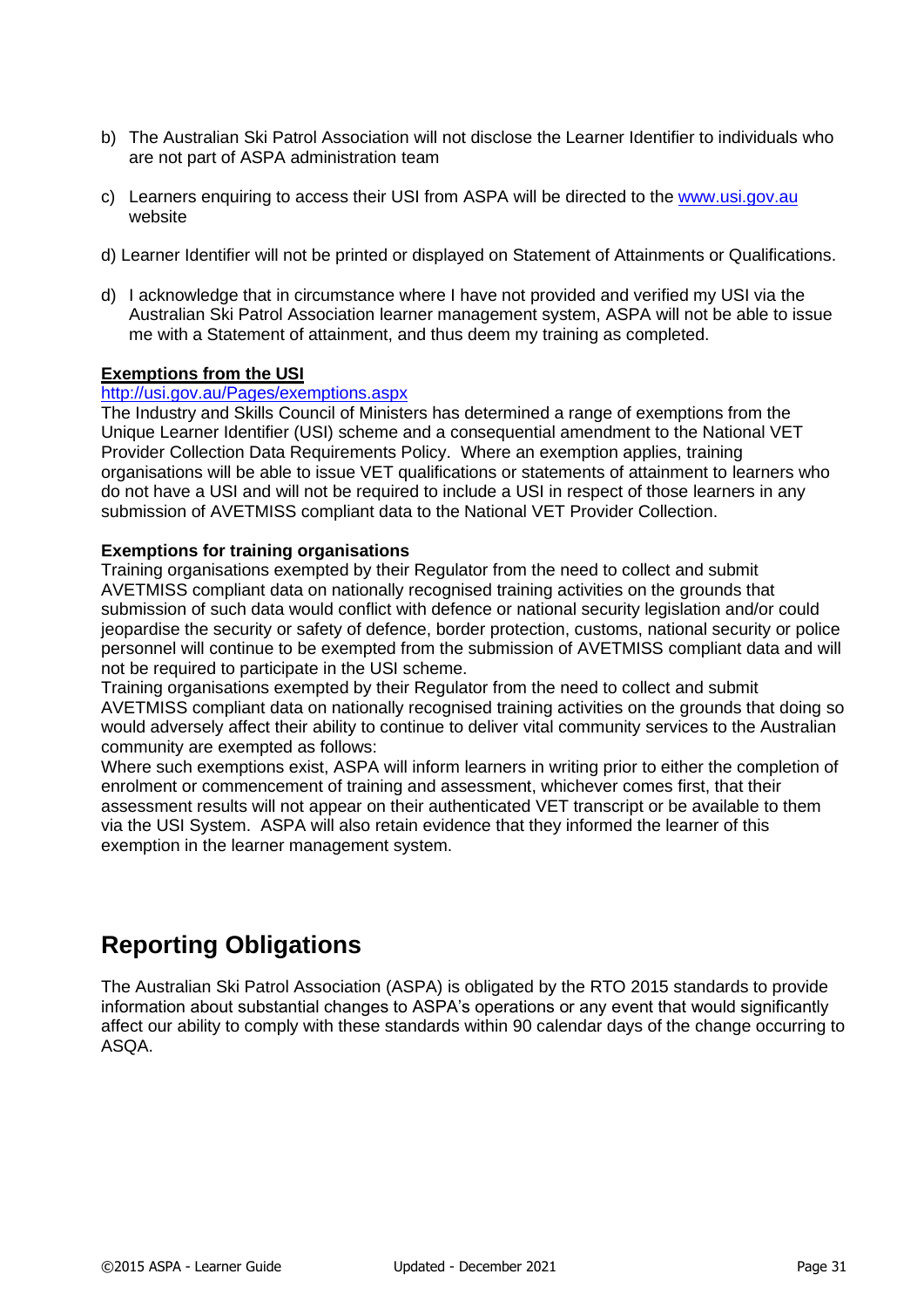b) The Australian Ski Patrol Association will not disclose the Learner Identifier to individuals who are not part of ASPA administration team

c) Learners enquiring to access their USI from ASPA will be directed to the [www.usi.gov.au](http://www.usi.gov.au) website

d) Learner Identifier will not be printed or displayed on Statement of Attainments or Qualifications.

d) I acknowledge that in circumstance where I have not provided and verified my USI via the Australian Ski Patrol Association learner management system, ASPA will not be able to issue me with a Statement of attainment, and thus deem my training as completed.

**Exemptions from the USI**

[http://usi.gov.au/Pages/exemptions.aspx](http://usi.gov.au/Pages/exemptions.aspx)

The Industry and Skills Council of Ministers has determined a range of exemptions from the Unique Learner Identifier (USI) scheme and a consequential amendment to the National VET Provider Collection Data Requirements Policy. Where an exemption applies, training organisations will be able to issue VET qualifications or statements of attainment to learners who do not have a USI and will not be required to include a USI in respect of those learners in any submission of AVETMISS compliant data to the National VET Provider Collection.

**Exemptions for training organisations**

Training organisations exempted by their Regulator from the need to collect and submit AVETMISS compliant data on nationally recognised training activities on the grounds that submission of such data would conflict with defence or national security legislation and/or could jeopardise the security or safety of defence, border protection, customs, national security or police personnel will continue to be exempted from the submission of AVETMISS compliant data and will not be required to participate in the USI scheme.

Training organisations exempted by their Regulator from the need to collect and submit AVETMISS compliant data on nationally recognised training activities on the grounds that doing so would adversely affect their ability to continue to deliver vital community services to the Australian community are exempted as follows:

Where such exemptions exist, ASPA will inform learners in writing prior to either the completion of enrolment or commencement of training and assessment, whichever comes first, that their assessment results will not appear on their authenticated VET transcript or be available to them via the USI System. ASPA will also retain evidence that they informed the learner of this exemption in the learner management system.

## Reporting Obligations

The Australian Ski Patrol Association (ASPA) is obligated by the RTO 2015 standards to provide information about substantial changes to ASPA's operations or any event that would significantly affect our ability to comply with these standards within 90 calendar days of the change occurring to ASQA.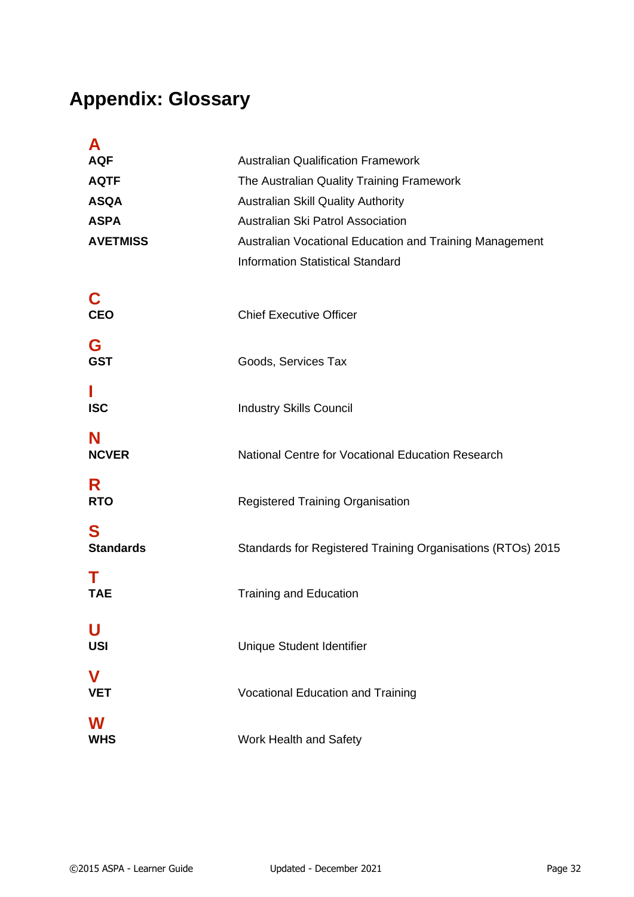# Appendix: Glossary

**A**

| | |
|---|---|
| **AQF** | Australian Qualification Framework |
| **AQTF** | The Australian Quality Training Framework |
| **ASQA** | Australian Skill Quality Authority |
| **ASPA** | Australian Ski Patrol Association |
| **AVETMISS** | Australian Vocational Education and Training Management Information Statistical Standard |

**C**

| | |
|---|---|
| **CEO** | Chief Executive Officer |

**G**

| | |
|---|---|
| **GST** | Goods, Services Tax |

**I**

| | |
|---|---|
| **ISC** | Industry Skills Council |

**N**

| | |
|---|---|
| **NCVER** | National Centre for Vocational Education Research |

**R**

| | |
|---|---|
| **RTO** | Registered Training Organisation |

**S**

| | |
|---|---|
| **Standards** | Standards for Registered Training Organisations (RTOs) 2015 |

**T**

| | |
|---|---|
| **TAE** | Training and Education |

**U**

| | |
|---|---|
| **USI** | Unique Student Identifier |

**V**

| | |
|---|---|
| **VET** | Vocational Education and Training |

**W**

| | |
|---|---|
| **WHS** | Work Health and Safety |